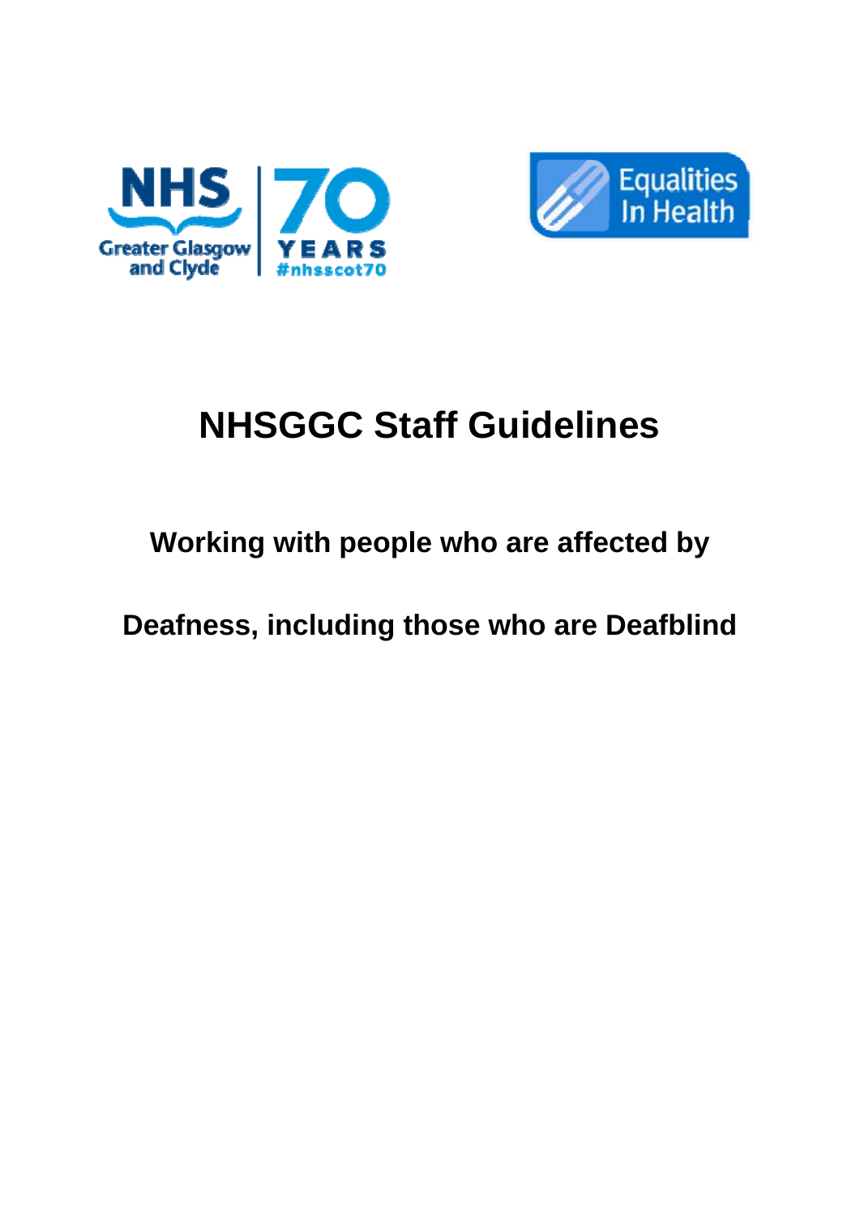# NHSGGC Staff Guidelines

## Working with people who are affected by

## Deafness, including those who are Deafblind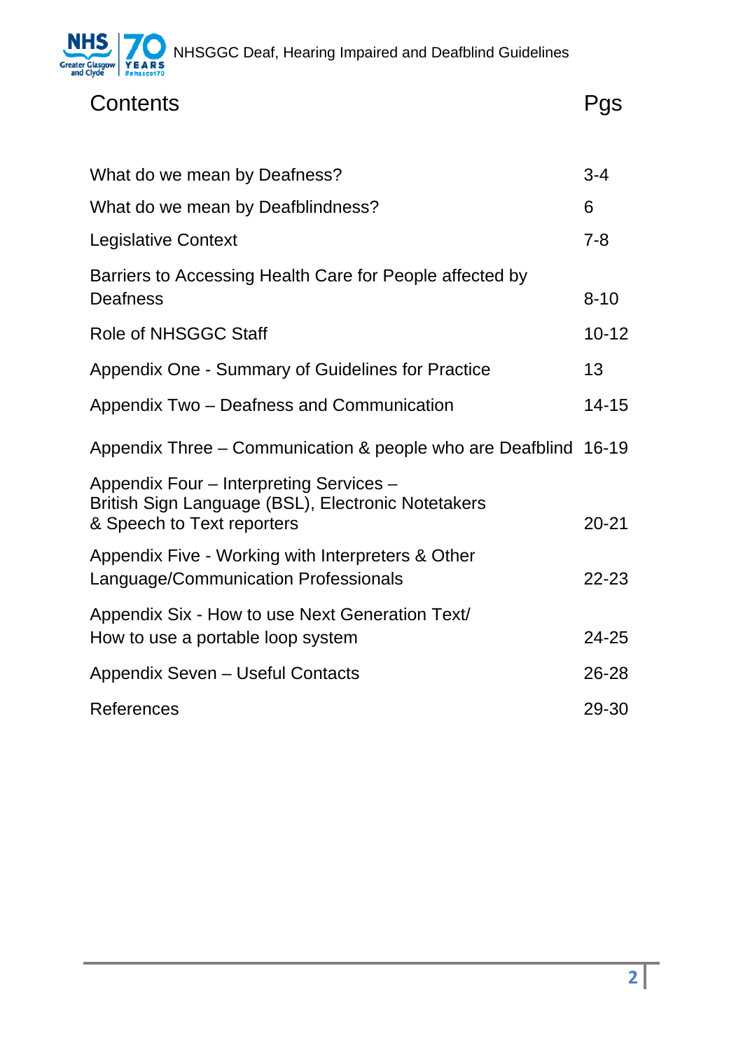# Contents

| Contents | Pgs |
| --- | --- |
| What do we mean by Deafness? | 3-4 |
| What do we mean by Deafblindness? | 6 |
| Legislative Context | 7-8 |
| Barriers to Accessing Health Care for People affected by Deafness | 8-10 |
| Role of NHSGGC Staff | 10-12 |
| Appendix One - Summary of Guidelines for Practice | 13 |
| Appendix Two – Deafness and Communication | 14-15 |
| Appendix Three – Communication & people who are Deafblind | 16-19 |
| Appendix Four – Interpreting Services – British Sign Language (BSL), Electronic Notetakers & Speech to Text reporters | 20-21 |
| Appendix Five - Working with Interpreters & Other Language/Communication Professionals | 22-23 |
| Appendix Six - How to use Next Generation Text/ How to use a portable loop system | 24-25 |
| Appendix Seven – Useful Contacts | 26-28 |
| References | 29-30 |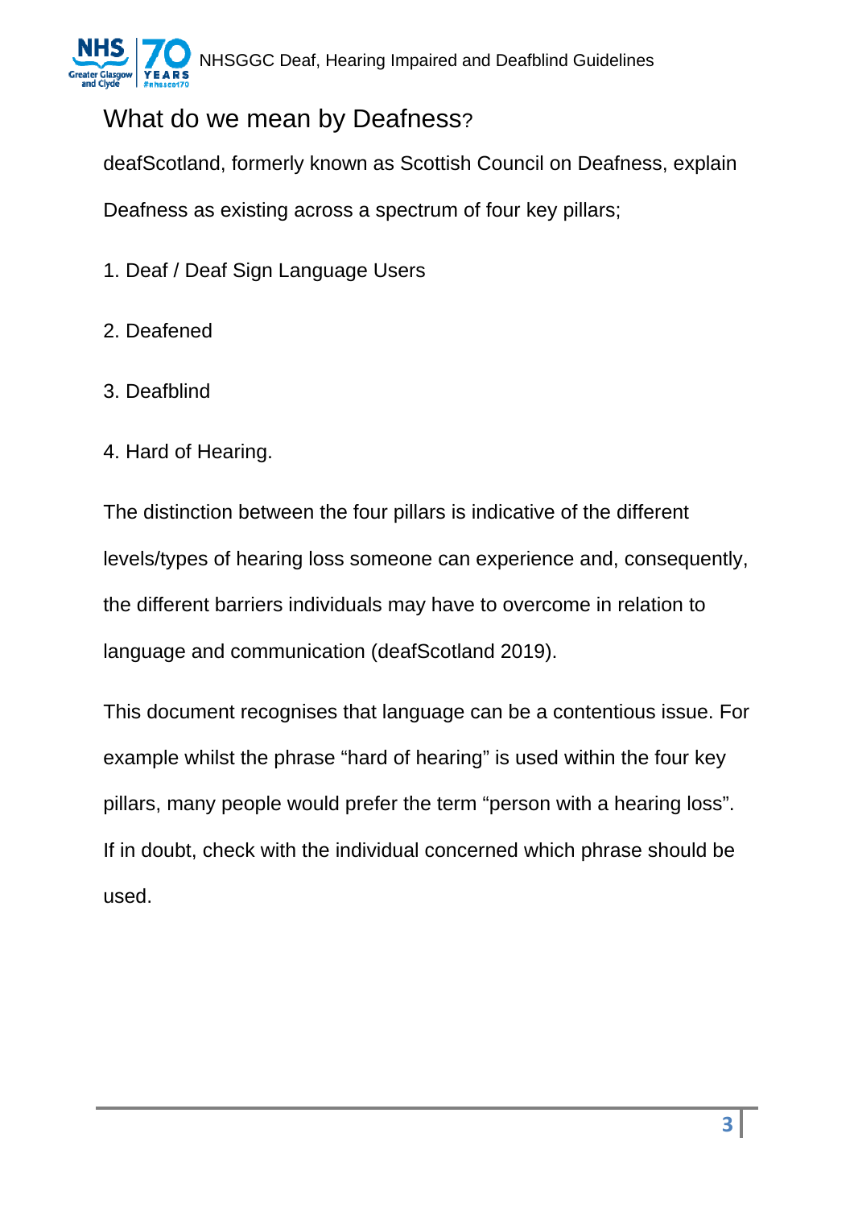## What do we mean by Deafness?

deafScotland, formerly known as Scottish Council on Deafness, explain Deafness as existing across a spectrum of four key pillars;

1. Deaf / Deaf Sign Language Users
2. Deafened
3. Deafblind
4. Hard of Hearing.

The distinction between the four pillars is indicative of the different levels/types of hearing loss someone can experience and, consequently, the different barriers individuals may have to overcome in relation to language and communication (deafScotland 2019).

This document recognises that language can be a contentious issue. For example whilst the phrase "hard of hearing" is used within the four key pillars, many people would prefer the term "person with a hearing loss". If in doubt, check with the individual concerned which phrase should be used.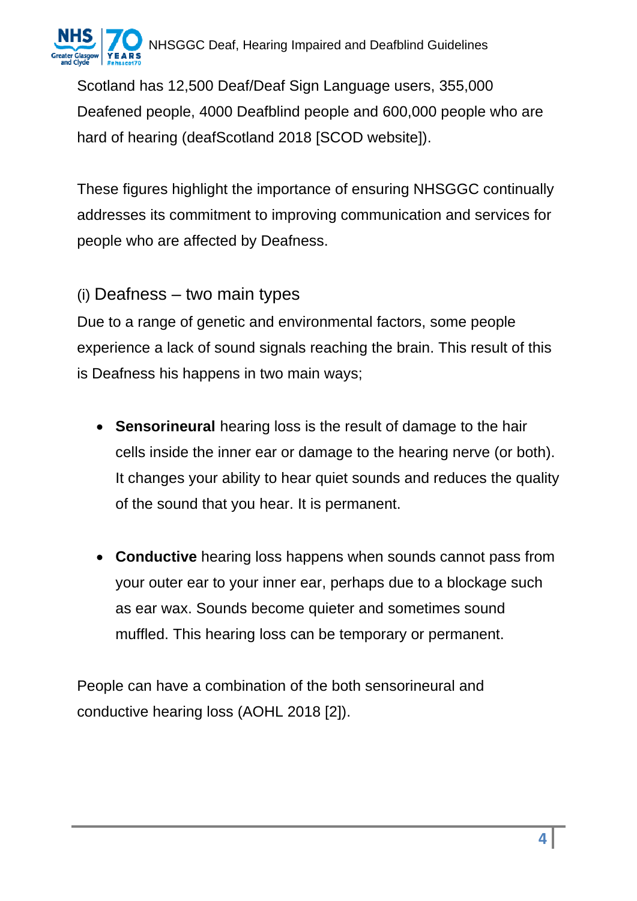Scotland has 12,500 Deaf/Deaf Sign Language users, 355,000 Deafened people, 4000 Deafblind people and 600,000 people who are hard of hearing (deafScotland 2018 [SCOD website]).

These figures highlight the importance of ensuring NHSGGC continually addresses its commitment to improving communication and services for people who are affected by Deafness.

### (i) Deafness – two main types

Due to a range of genetic and environmental factors, some people experience a lack of sound signals reaching the brain. This result of this is Deafness his happens in two main ways;

- **Sensorineural** hearing loss is the result of damage to the hair cells inside the inner ear or damage to the hearing nerve (or both). It changes your ability to hear quiet sounds and reduces the quality of the sound that you hear. It is permanent.

- **Conductive** hearing loss happens when sounds cannot pass from your outer ear to your inner ear, perhaps due to a blockage such as ear wax. Sounds become quieter and sometimes sound muffled. This hearing loss can be temporary or permanent.

People can have a combination of the both sensorineural and conductive hearing loss (AOHL 2018 [2]).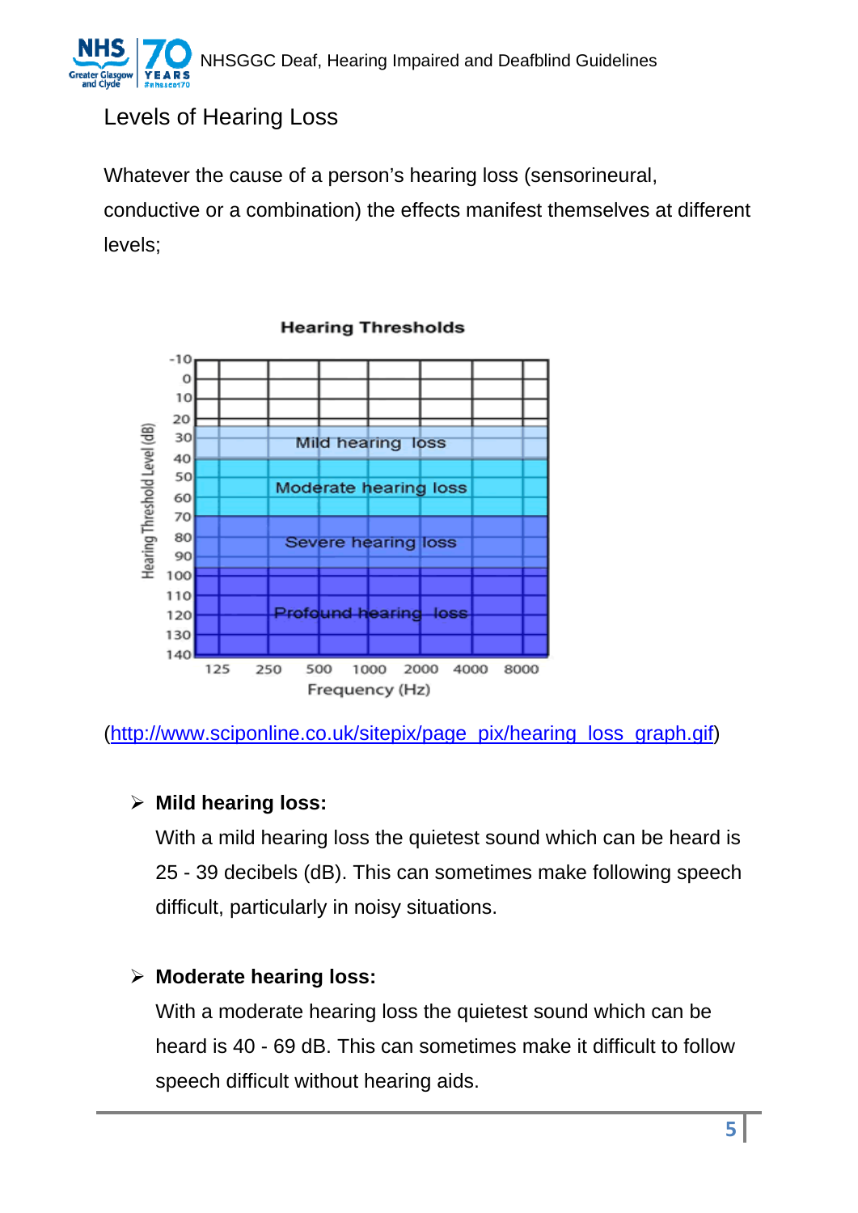## Levels of Hearing Loss

Whatever the cause of a person's hearing loss (sensorineural, conductive or a combination) the effects manifest themselves at different levels;

(http://www.sciponline.co.uk/sitepix/page_pix/hearing_loss_graph.gif)

- **Mild hearing loss:**
  With a mild hearing loss the quietest sound which can be heard is 25 - 39 decibels (dB). This can sometimes make following speech difficult, particularly in noisy situations.

- **Moderate hearing loss:**
  With a moderate hearing loss the quietest sound which can be heard is 40 - 69 dB. This can sometimes make it difficult to follow speech difficult without hearing aids.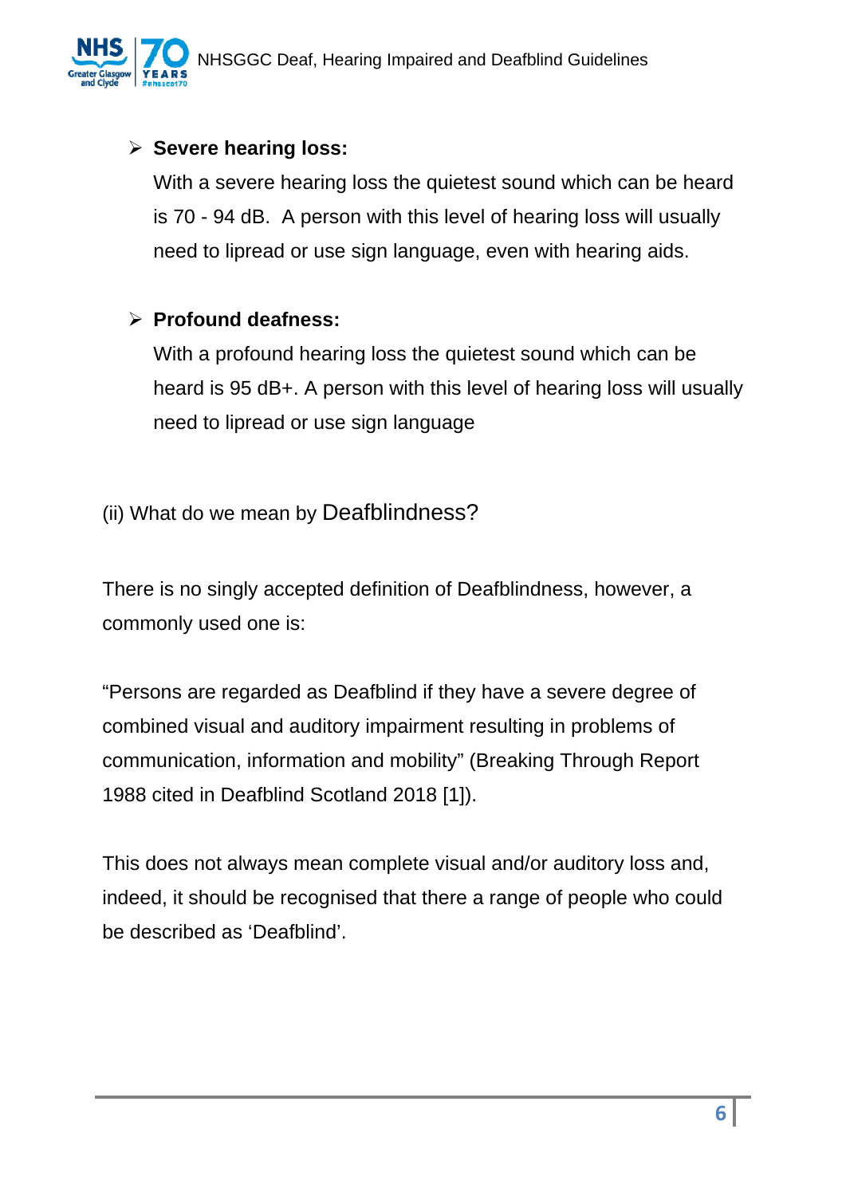- **Severe hearing loss:**
  With a severe hearing loss the quietest sound which can be heard is 70 - 94 dB. A person with this level of hearing loss will usually need to lipread or use sign language, even with hearing aids.

- **Profound deafness:**
  With a profound hearing loss the quietest sound which can be heard is 95 dB+. A person with this level of hearing loss will usually need to lipread or use sign language

(ii) What do we mean by Deafblindness?

There is no singly accepted definition of Deafblindness, however, a commonly used one is:

“Persons are regarded as Deafblind if they have a severe degree of combined visual and auditory impairment resulting in problems of communication, information and mobility” (Breaking Through Report 1988 cited in Deafblind Scotland 2018 [1]).

This does not always mean complete visual and/or auditory loss and, indeed, it should be recognised that there a range of people who could be described as ‘Deafblind’.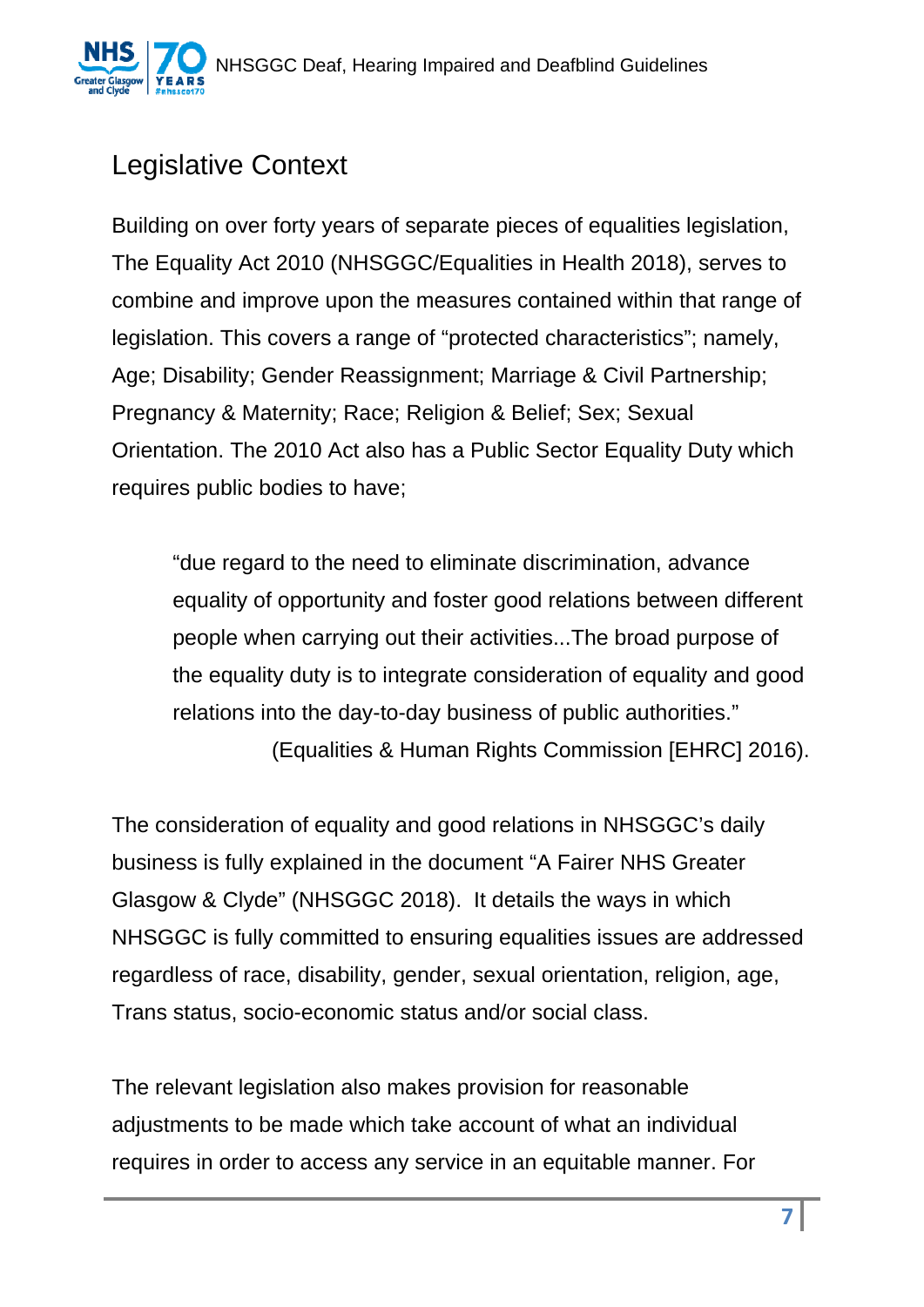## Legislative Context

Building on over forty years of separate pieces of equalities legislation, The Equality Act 2010 (NHSGGC/Equalities in Health 2018), serves to combine and improve upon the measures contained within that range of legislation. This covers a range of "protected characteristics"; namely, Age; Disability; Gender Reassignment; Marriage & Civil Partnership; Pregnancy & Maternity; Race; Religion & Belief; Sex; Sexual Orientation. The 2010 Act also has a Public Sector Equality Duty which requires public bodies to have;

> "due regard to the need to eliminate discrimination, advance equality of opportunity and foster good relations between different people when carrying out their activities...The broad purpose of the equality duty is to integrate consideration of equality and good relations into the day-to-day business of public authorities."
> (Equalities & Human Rights Commission [EHRC] 2016).

The consideration of equality and good relations in NHSGGC's daily business is fully explained in the document "A Fairer NHS Greater Glasgow & Clyde" (NHSGGC 2018). It details the ways in which NHSGGC is fully committed to ensuring equalities issues are addressed regardless of race, disability, gender, sexual orientation, religion, age, Trans status, socio-economic status and/or social class.

The relevant legislation also makes provision for reasonable adjustments to be made which take account of what an individual requires in order to access any service in an equitable manner. For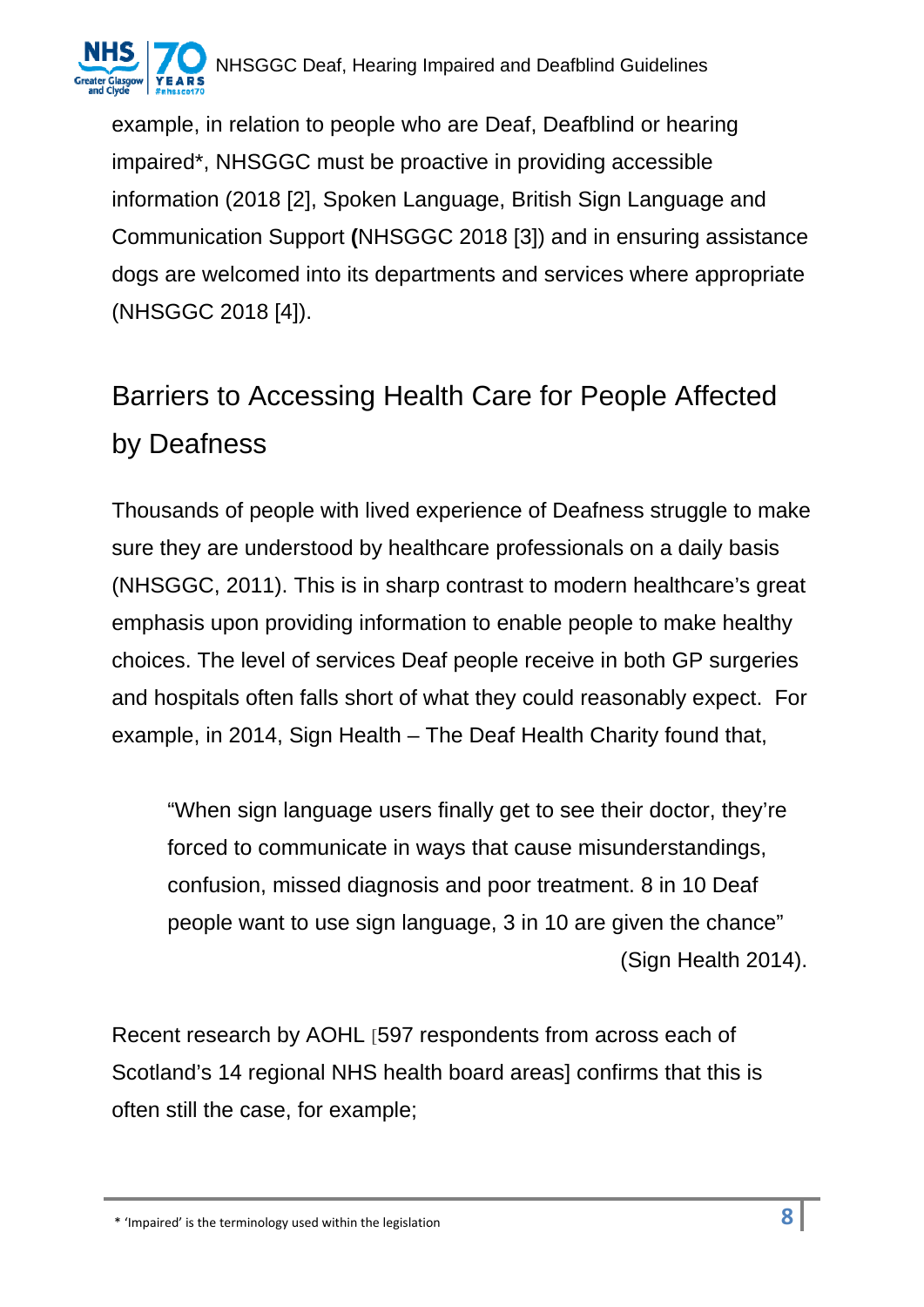example, in relation to people who are Deaf, Deafblind or hearing impaired*, NHSGGC must be proactive in providing accessible information (2018 [2], Spoken Language, British Sign Language and Communication Support **(**NHSGGC 2018 [3]) and in ensuring assistance dogs are welcomed into its departments and services where appropriate (NHSGGC 2018 [4]).

## Barriers to Accessing Health Care for People Affected by Deafness

Thousands of people with lived experience of Deafness struggle to make sure they are understood by healthcare professionals on a daily basis (NHSGGC, 2011). This is in sharp contrast to modern healthcare's great emphasis upon providing information to enable people to make healthy choices. The level of services Deaf people receive in both GP surgeries and hospitals often falls short of what they could reasonably expect. For example, in 2014, Sign Health – The Deaf Health Charity found that,

> "When sign language users finally get to see their doctor, they're forced to communicate in ways that cause misunderstandings, confusion, missed diagnosis and poor treatment. 8 in 10 Deaf people want to use sign language, 3 in 10 are given the chance" (Sign Health 2014).

Recent research by AOHL [597 respondents from across each of Scotland's 14 regional NHS health board areas] confirms that this is often still the case, for example;

\* 'Impaired' is the terminology used within the legislation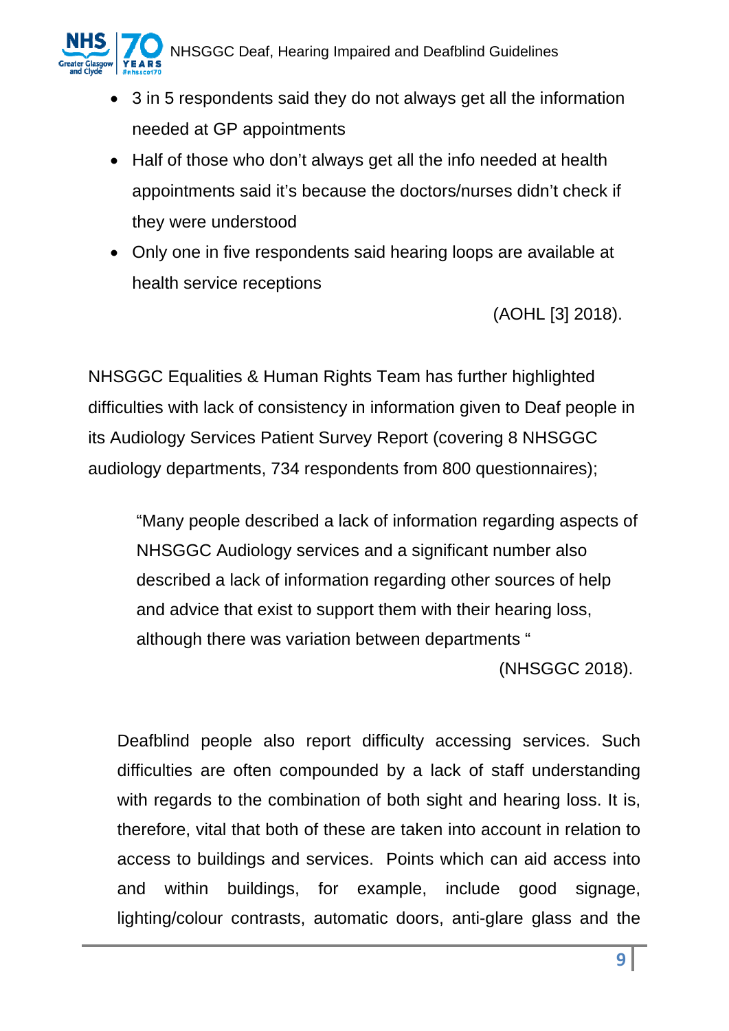- 3 in 5 respondents said they do not always get all the information needed at GP appointments
- Half of those who don't always get all the info needed at health appointments said it's because the doctors/nurses didn't check if they were understood
- Only one in five respondents said hearing loops are available at health service receptions

(AOHL [3] 2018).

NHSGGC Equalities & Human Rights Team has further highlighted difficulties with lack of consistency in information given to Deaf people in its Audiology Services Patient Survey Report (covering 8 NHSGGC audiology departments, 734 respondents from 800 questionnaires);

> "Many people described a lack of information regarding aspects of NHSGGC Audiology services and a significant number also described a lack of information regarding other sources of help and advice that exist to support them with their hearing loss, although there was variation between departments "
>
> (NHSGGC 2018).

Deafblind people also report difficulty accessing services. Such difficulties are often compounded by a lack of staff understanding with regards to the combination of both sight and hearing loss. It is, therefore, vital that both of these are taken into account in relation to access to buildings and services. Points which can aid access into and within buildings, for example, include good signage, lighting/colour contrasts, automatic doors, anti-glare glass and the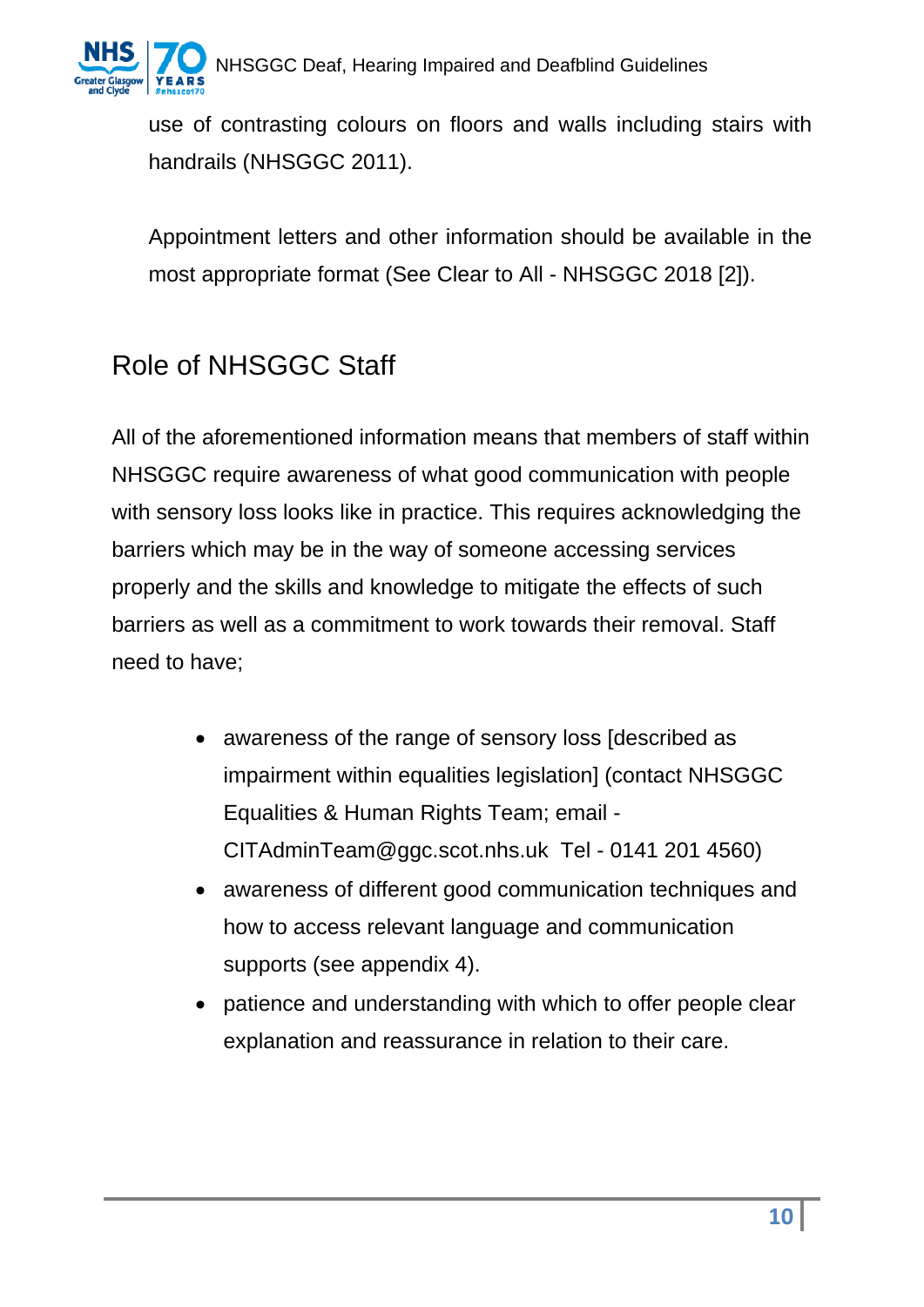use of contrasting colours on floors and walls including stairs with handrails (NHSGGC 2011).

Appointment letters and other information should be available in the most appropriate format (See Clear to All - NHSGGC 2018 [2]).

## Role of NHSGGC Staff

All of the aforementioned information means that members of staff within NHSGGC require awareness of what good communication with people with sensory loss looks like in practice. This requires acknowledging the barriers which may be in the way of someone accessing services properly and the skills and knowledge to mitigate the effects of such barriers as well as a commitment to work towards their removal. Staff need to have;

- awareness of the range of sensory loss [described as impairment within equalities legislation] (contact NHSGGC Equalities & Human Rights Team; email - CITAdminTeam@ggc.scot.nhs.uk Tel - 0141 201 4560)
- awareness of different good communication techniques and how to access relevant language and communication supports (see appendix 4).
- patience and understanding with which to offer people clear explanation and reassurance in relation to their care.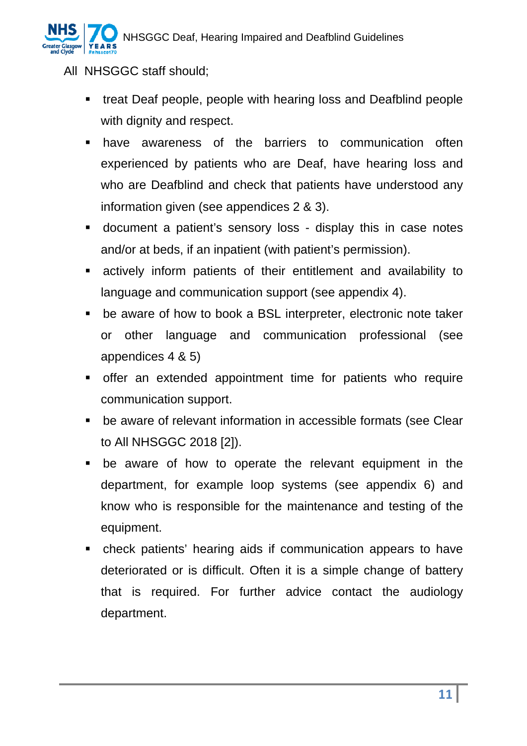All NHSGGC staff should;

- treat Deaf people, people with hearing loss and Deafblind people with dignity and respect.
- have awareness of the barriers to communication often experienced by patients who are Deaf, have hearing loss and who are Deafblind and check that patients have understood any information given (see appendices 2 & 3).
- document a patient's sensory loss - display this in case notes and/or at beds, if an inpatient (with patient's permission).
- actively inform patients of their entitlement and availability to language and communication support (see appendix 4).
- be aware of how to book a BSL interpreter, electronic note taker or other language and communication professional (see appendices 4 & 5)
- offer an extended appointment time for patients who require communication support.
- be aware of relevant information in accessible formats (see Clear to All NHSGGC 2018 [2]).
- be aware of how to operate the relevant equipment in the department, for example loop systems (see appendix 6) and know who is responsible for the maintenance and testing of the equipment.
- check patients' hearing aids if communication appears to have deteriorated or is difficult. Often it is a simple change of battery that is required. For further advice contact the audiology department.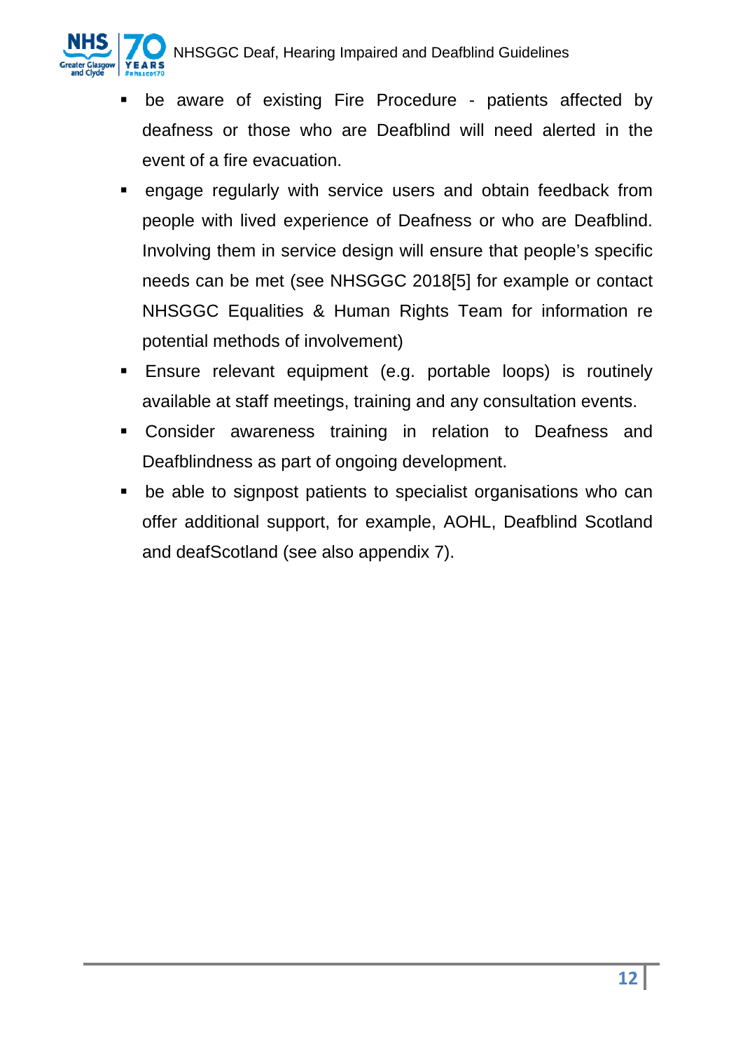- be aware of existing Fire Procedure - patients affected by deafness or those who are Deafblind will need alerted in the event of a fire evacuation.
- engage regularly with service users and obtain feedback from people with lived experience of Deafness or who are Deafblind. Involving them in service design will ensure that people's specific needs can be met (see NHSGGC 2018[5] for example or contact NHSGGC Equalities & Human Rights Team for information re potential methods of involvement)
- Ensure relevant equipment (e.g. portable loops) is routinely available at staff meetings, training and any consultation events.
- Consider awareness training in relation to Deafness and Deafblindness as part of ongoing development.
- be able to signpost patients to specialist organisations who can offer additional support, for example, AOHL, Deafblind Scotland and deafScotland (see also appendix 7).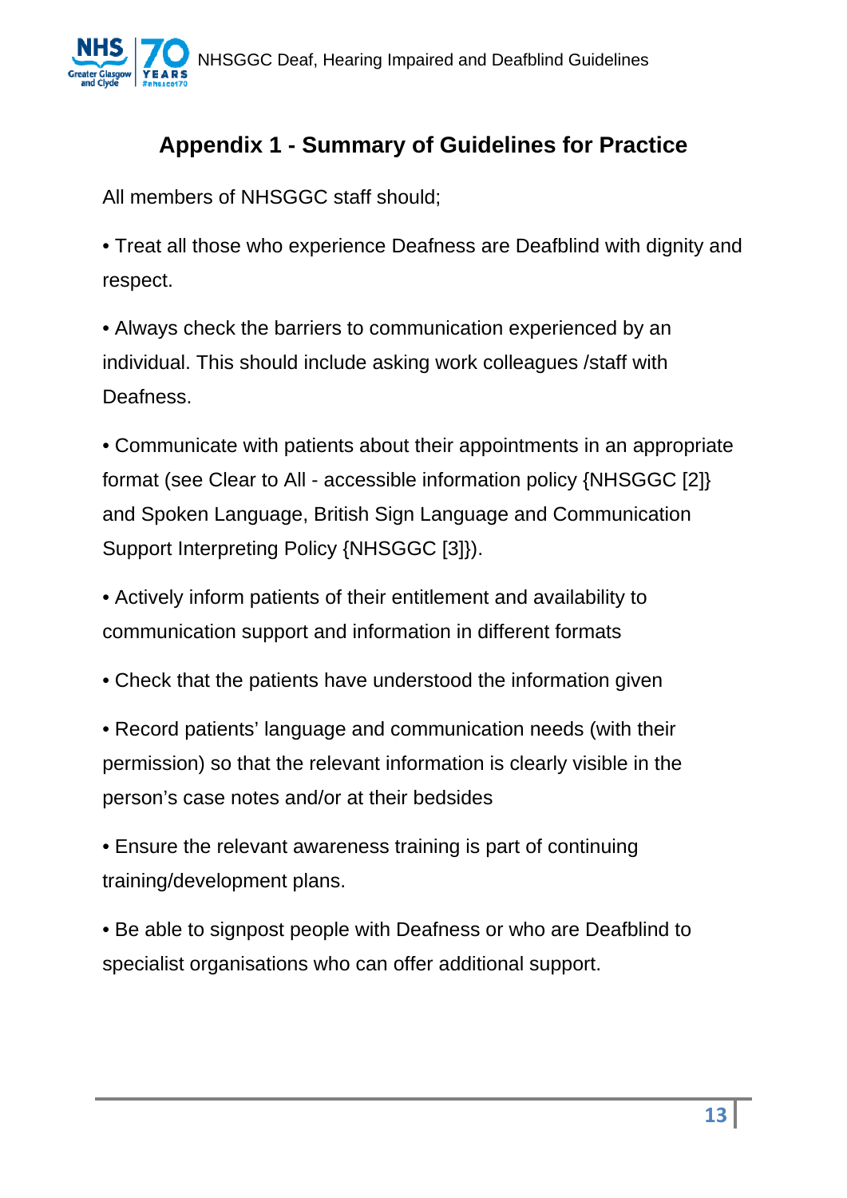# Appendix 1 - Summary of Guidelines for Practice

All members of NHSGGC staff should;

- Treat all those who experience Deafness are Deafblind with dignity and respect.
- Always check the barriers to communication experienced by an individual. This should include asking work colleagues /staff with Deafness.
- Communicate with patients about their appointments in an appropriate format (see Clear to All - accessible information policy {NHSGGC [2]} and Spoken Language, British Sign Language and Communication Support Interpreting Policy {NHSGGC [3]}).
- Actively inform patients of their entitlement and availability to communication support and information in different formats
- Check that the patients have understood the information given
- Record patients' language and communication needs (with their permission) so that the relevant information is clearly visible in the person's case notes and/or at their bedsides
- Ensure the relevant awareness training is part of continuing training/development plans.
- Be able to signpost people with Deafness or who are Deafblind to specialist organisations who can offer additional support.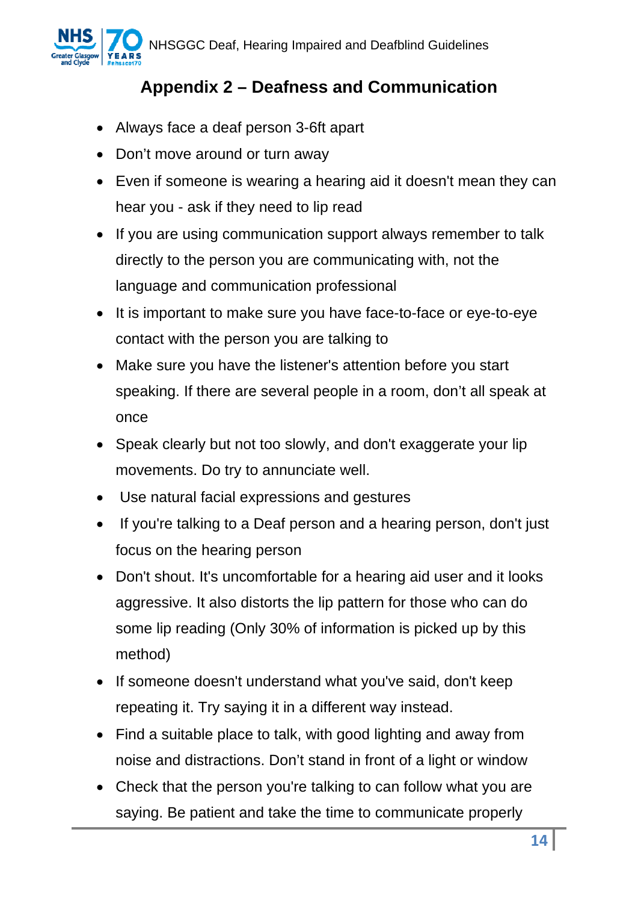## Appendix 2 – Deafness and Communication

- Always face a deaf person 3-6ft apart
- Don't move around or turn away
- Even if someone is wearing a hearing aid it doesn't mean they can hear you - ask if they need to lip read
- If you are using communication support always remember to talk directly to the person you are communicating with, not the language and communication professional
- It is important to make sure you have face-to-face or eye-to-eye contact with the person you are talking to
- Make sure you have the listener's attention before you start speaking. If there are several people in a room, don't all speak at once
- Speak clearly but not too slowly, and don't exaggerate your lip movements. Do try to annunciate well.
- Use natural facial expressions and gestures
- If you're talking to a Deaf person and a hearing person, don't just focus on the hearing person
- Don't shout. It's uncomfortable for a hearing aid user and it looks aggressive. It also distorts the lip pattern for those who can do some lip reading (Only 30% of information is picked up by this method)
- If someone doesn't understand what you've said, don't keep repeating it. Try saying it in a different way instead.
- Find a suitable place to talk, with good lighting and away from noise and distractions. Don't stand in front of a light or window
- Check that the person you're talking to can follow what you are saying. Be patient and take the time to communicate properly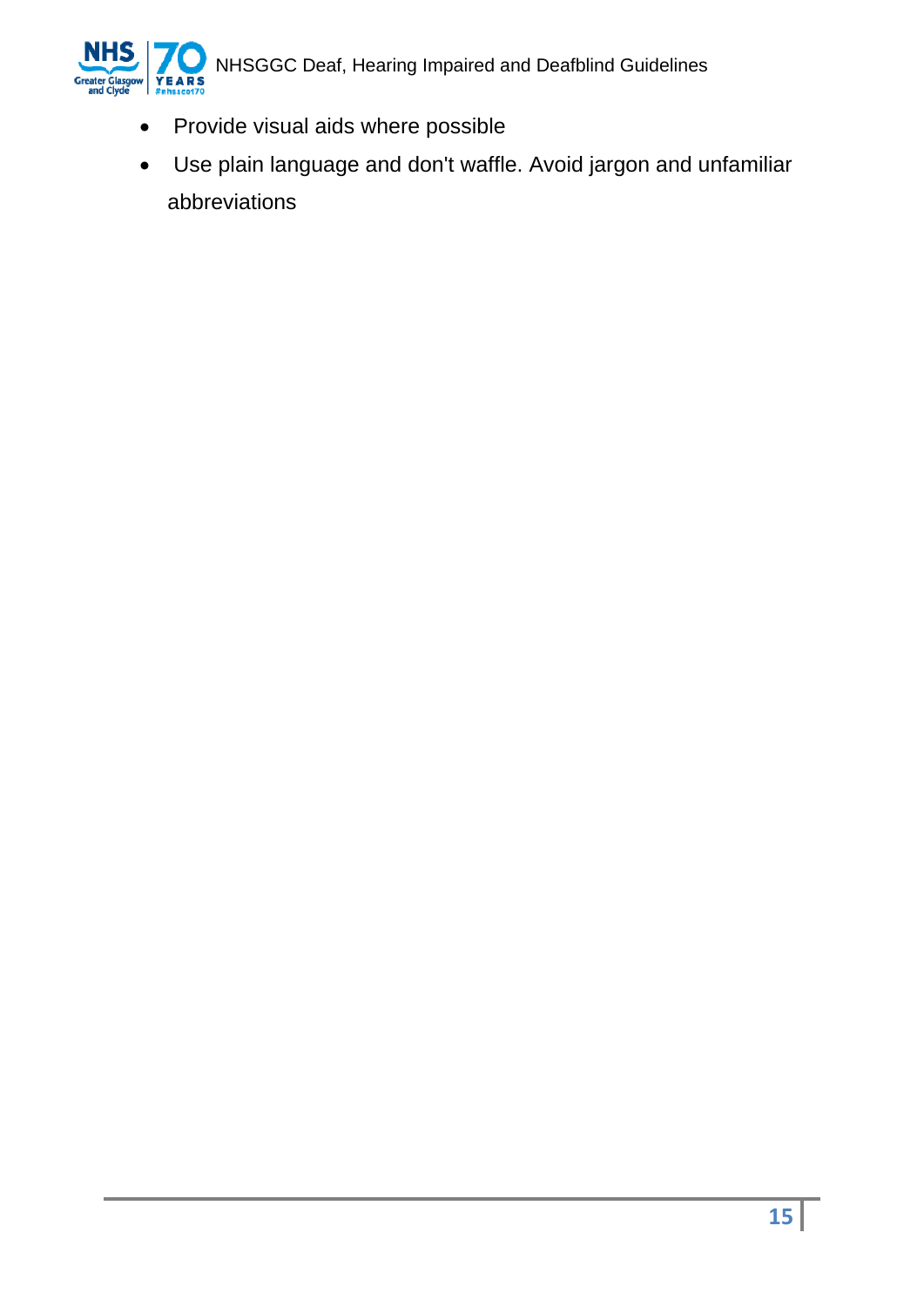- Provide visual aids where possible
- Use plain language and don't waffle. Avoid jargon and unfamiliar abbreviations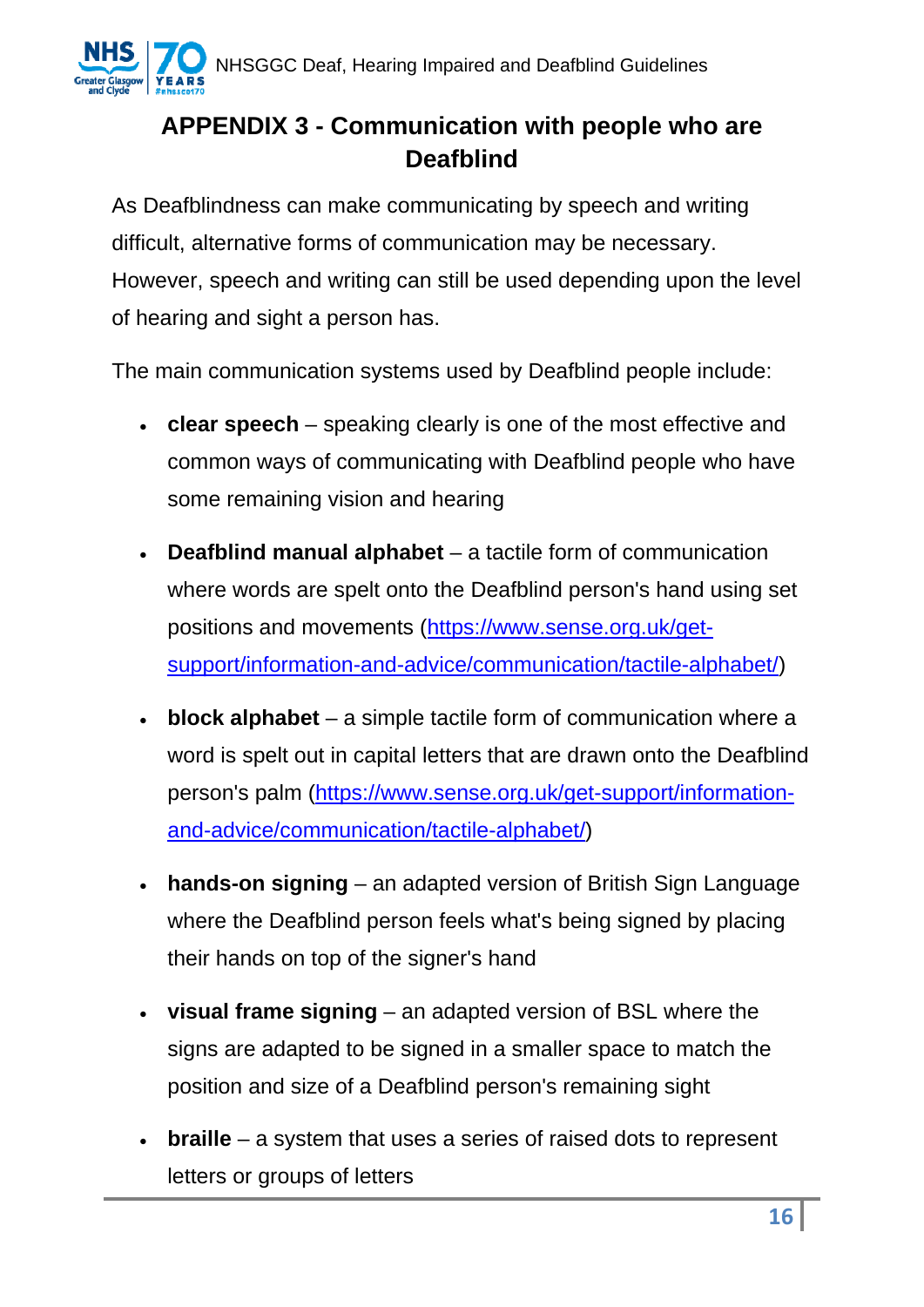## APPENDIX 3 - Communication with people who are Deafblind

As Deafblindness can make communicating by speech and writing difficult, alternative forms of communication may be necessary. However, speech and writing can still be used depending upon the level of hearing and sight a person has.

The main communication systems used by Deafblind people include:

- **clear speech** – speaking clearly is one of the most effective and common ways of communicating with Deafblind people who have some remaining vision and hearing
- **Deafblind manual alphabet** – a tactile form of communication where words are spelt onto the Deafblind person's hand using set positions and movements (https://www.sense.org.uk/get-support/information-and-advice/communication/tactile-alphabet/)
- **block alphabet** – a simple tactile form of communication where a word is spelt out in capital letters that are drawn onto the Deafblind person's palm (https://www.sense.org.uk/get-support/information-and-advice/communication/tactile-alphabet/)
- **hands-on signing** – an adapted version of British Sign Language where the Deafblind person feels what's being signed by placing their hands on top of the signer's hand
- **visual frame signing** – an adapted version of BSL where the signs are adapted to be signed in a smaller space to match the position and size of a Deafblind person's remaining sight
- **braille** – a system that uses a series of raised dots to represent letters or groups of letters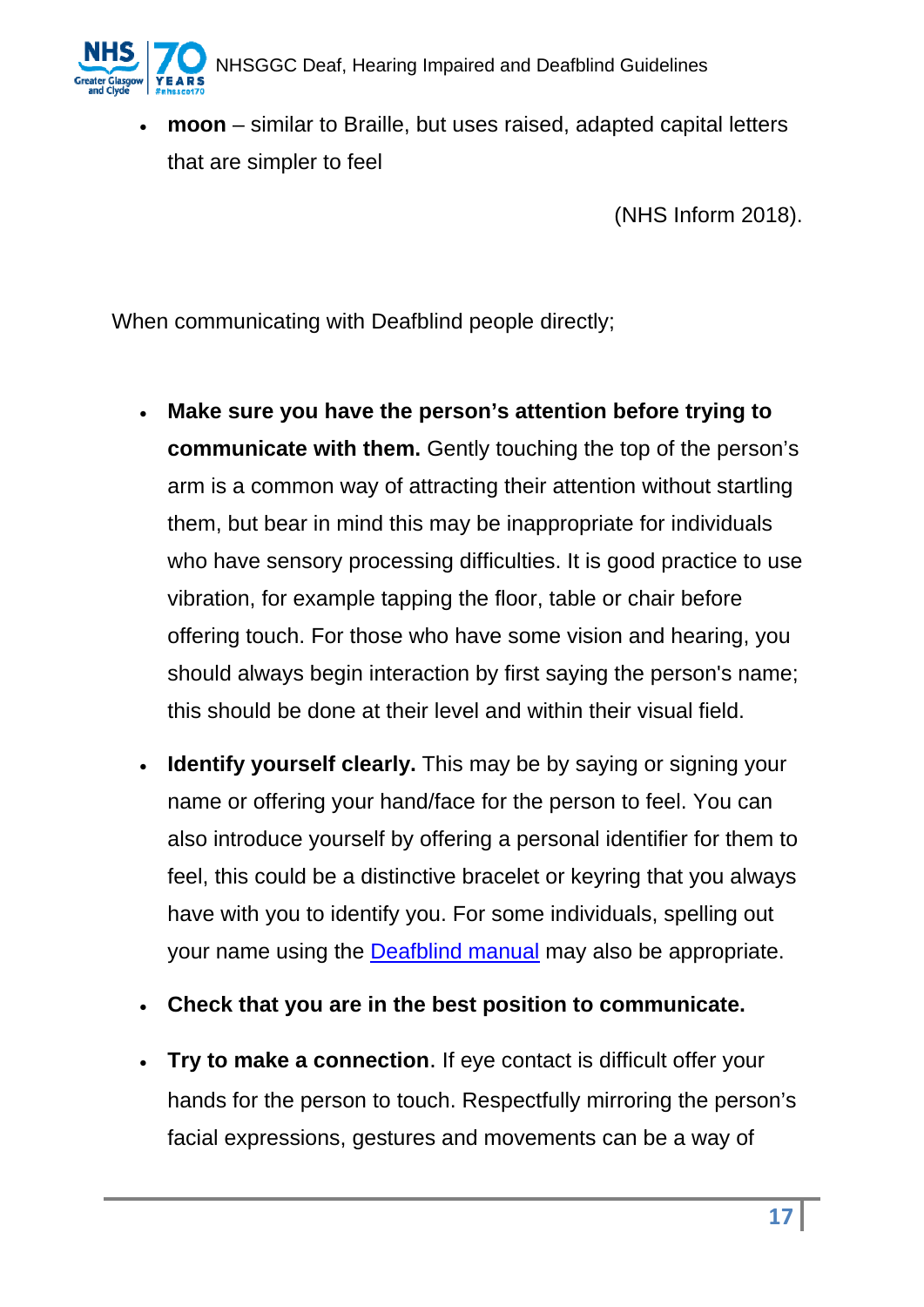- **moon** – similar to Braille, but uses raised, adapted capital letters that are simpler to feel

(NHS Inform 2018).

When communicating with Deafblind people directly;

- **Make sure you have the person's attention before trying to communicate with them.** Gently touching the top of the person's arm is a common way of attracting their attention without startling them, but bear in mind this may be inappropriate for individuals who have sensory processing difficulties. It is good practice to use vibration, for example tapping the floor, table or chair before offering touch. For those who have some vision and hearing, you should always begin interaction by first saying the person's name; this should be done at their level and within their visual field.
- **Identify yourself clearly.** This may be by saying or signing your name or offering your hand/face for the person to feel. You can also introduce yourself by offering a personal identifier for them to feel, this could be a distinctive bracelet or keyring that you always have with you to identify you. For some individuals, spelling out your name using the Deafblind manual may also be appropriate.
- **Check that you are in the best position to communicate.**
- **Try to make a connection**. If eye contact is difficult offer your hands for the person to touch. Respectfully mirroring the person's facial expressions, gestures and movements can be a way of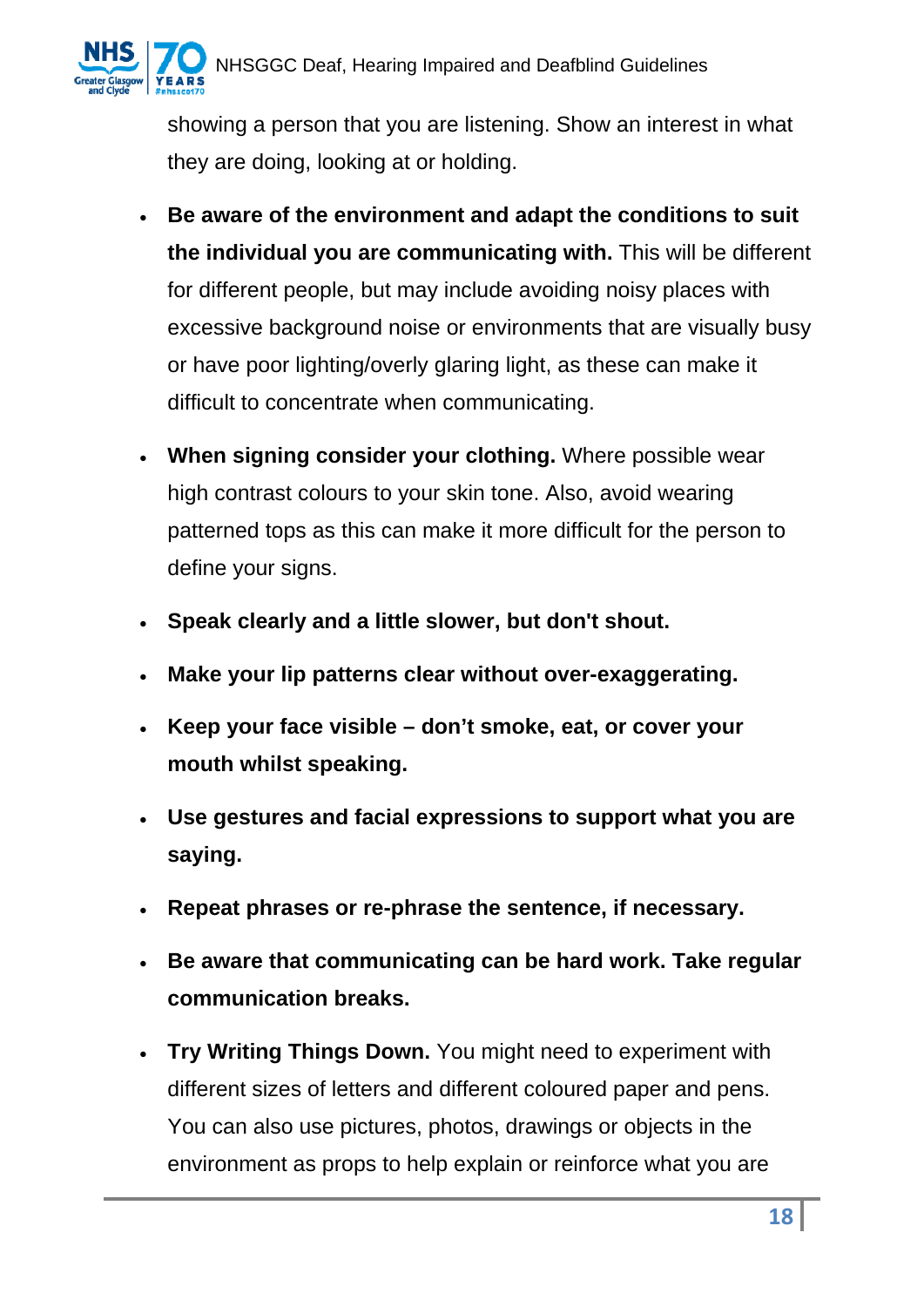showing a person that you are listening. Show an interest in what they are doing, looking at or holding.

- **Be aware of the environment and adapt the conditions to suit the individual you are communicating with.** This will be different for different people, but may include avoiding noisy places with excessive background noise or environments that are visually busy or have poor lighting/overly glaring light, as these can make it difficult to concentrate when communicating.
- **When signing consider your clothing.** Where possible wear high contrast colours to your skin tone. Also, avoid wearing patterned tops as this can make it more difficult for the person to define your signs.
- **Speak clearly and a little slower, but don't shout.**
- **Make your lip patterns clear without over-exaggerating.**
- **Keep your face visible – don't smoke, eat, or cover your mouth whilst speaking.**
- **Use gestures and facial expressions to support what you are saying.**
- **Repeat phrases or re-phrase the sentence, if necessary.**
- **Be aware that communicating can be hard work. Take regular communication breaks.**
- **Try Writing Things Down.** You might need to experiment with different sizes of letters and different coloured paper and pens. You can also use pictures, photos, drawings or objects in the environment as props to help explain or reinforce what you are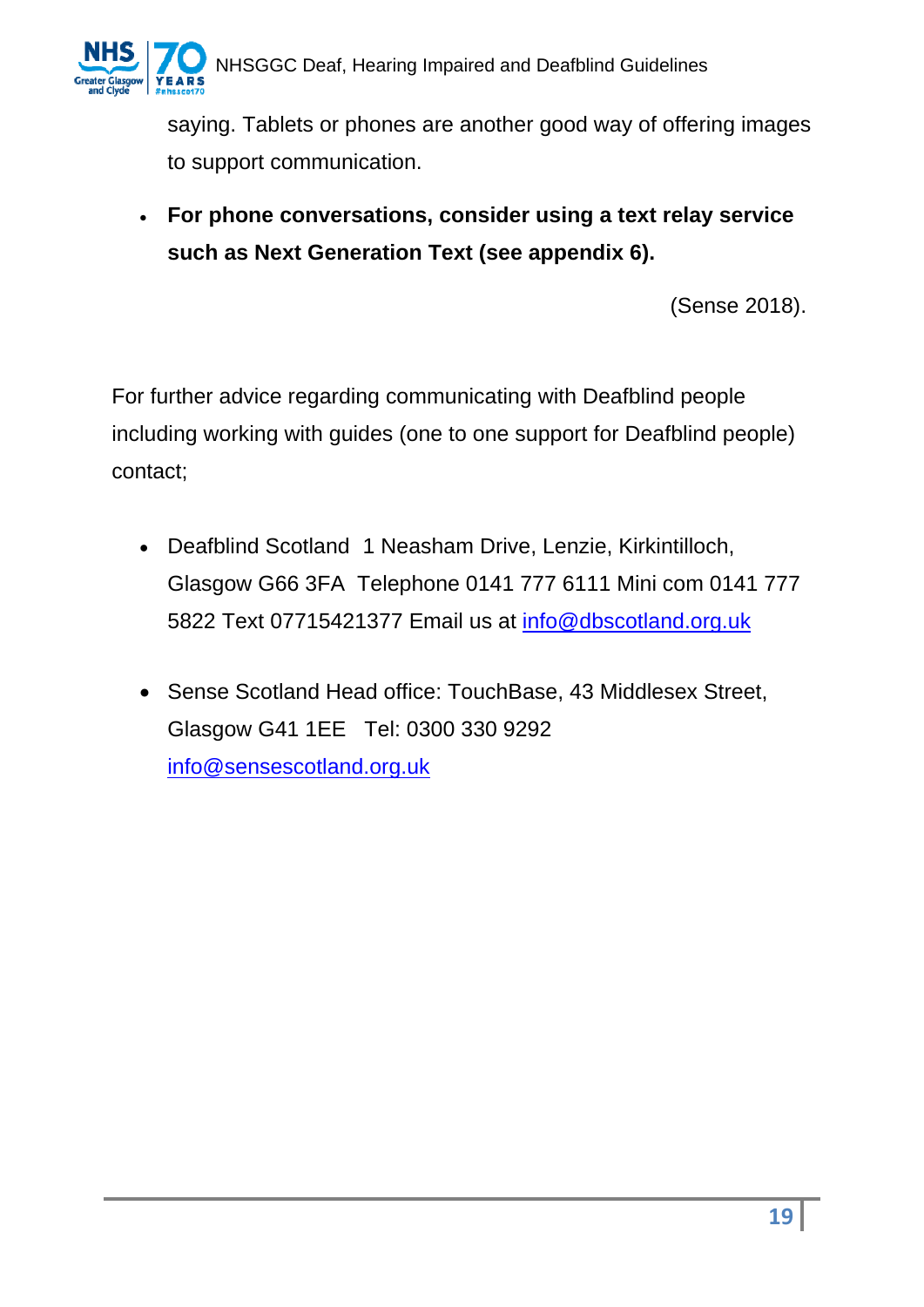saying. Tablets or phones are another good way of offering images to support communication.

- **For phone conversations, consider using a text relay service such as Next Generation Text (see appendix 6).**

(Sense 2018).

For further advice regarding communicating with Deafblind people including working with guides (one to one support for Deafblind people) contact;

- Deafblind Scotland 1 Neasham Drive, Lenzie, Kirkintilloch, Glasgow G66 3FA Telephone 0141 777 6111 Mini com 0141 777 5822 Text 07715421377 Email us at info@dbscotland.org.uk

- Sense Scotland Head office: TouchBase, 43 Middlesex Street, Glasgow G41 1EE Tel: 0300 330 9292 info@sensescotland.org.uk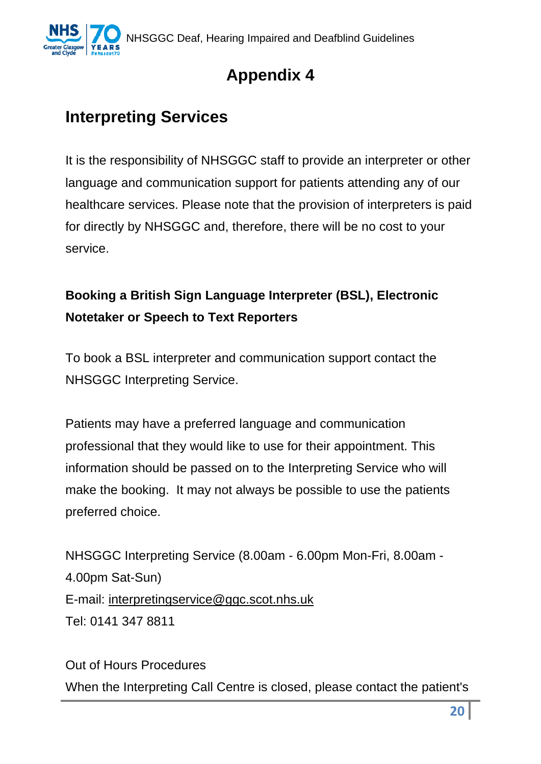# Appendix 4

## Interpreting Services

It is the responsibility of NHSGGC staff to provide an interpreter or other language and communication support for patients attending any of our healthcare services. Please note that the provision of interpreters is paid for directly by NHSGGC and, therefore, there will be no cost to your service.

**Booking a British Sign Language Interpreter (BSL), Electronic Notetaker or Speech to Text Reporters**

To book a BSL interpreter and communication support contact the NHSGGC Interpreting Service.

Patients may have a preferred language and communication professional that they would like to use for their appointment. This information should be passed on to the Interpreting Service who will make the booking. It may not always be possible to use the patients preferred choice.

NHSGGC Interpreting Service (8.00am - 6.00pm Mon-Fri, 8.00am - 4.00pm Sat-Sun)
E-mail: interpretingservice@ggc.scot.nhs.uk
Tel: 0141 347 8811

Out of Hours Procedures
When the Interpreting Call Centre is closed, please contact the patient's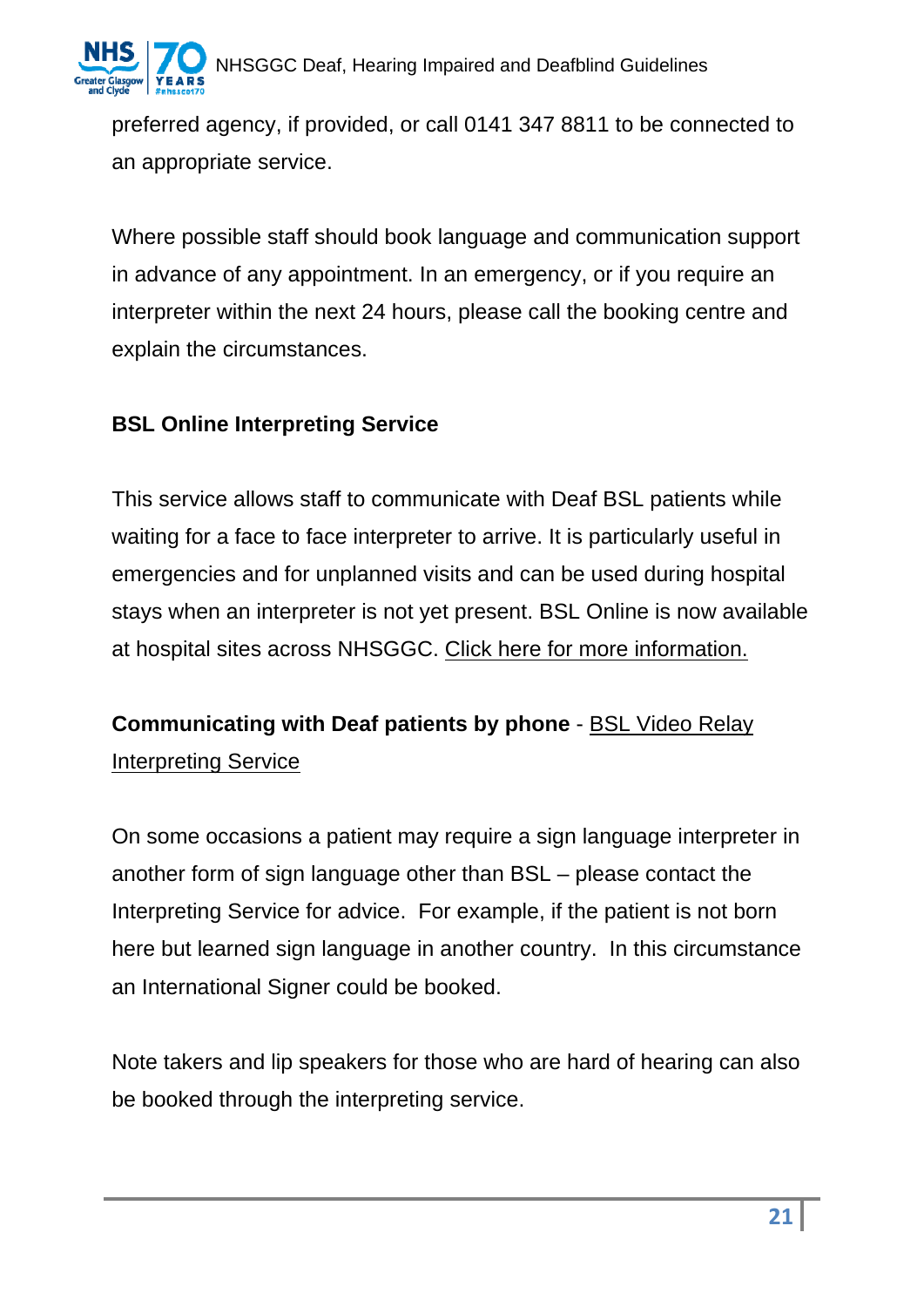preferred agency, if provided, or call 0141 347 8811 to be connected to an appropriate service.

Where possible staff should book language and communication support in advance of any appointment. In an emergency, or if you require an interpreter within the next 24 hours, please call the booking centre and explain the circumstances.

**BSL Online Interpreting Service**

This service allows staff to communicate with Deaf BSL patients while waiting for a face to face interpreter to arrive. It is particularly useful in emergencies and for unplanned visits and can be used during hospital stays when an interpreter is not yet present. BSL Online is now available at hospital sites across NHSGGC. Click here for more information.

**Communicating with Deaf patients by phone** - BSL Video Relay Interpreting Service

On some occasions a patient may require a sign language interpreter in another form of sign language other than BSL – please contact the Interpreting Service for advice. For example, if the patient is not born here but learned sign language in another country. In this circumstance an International Signer could be booked.

Note takers and lip speakers for those who are hard of hearing can also be booked through the interpreting service.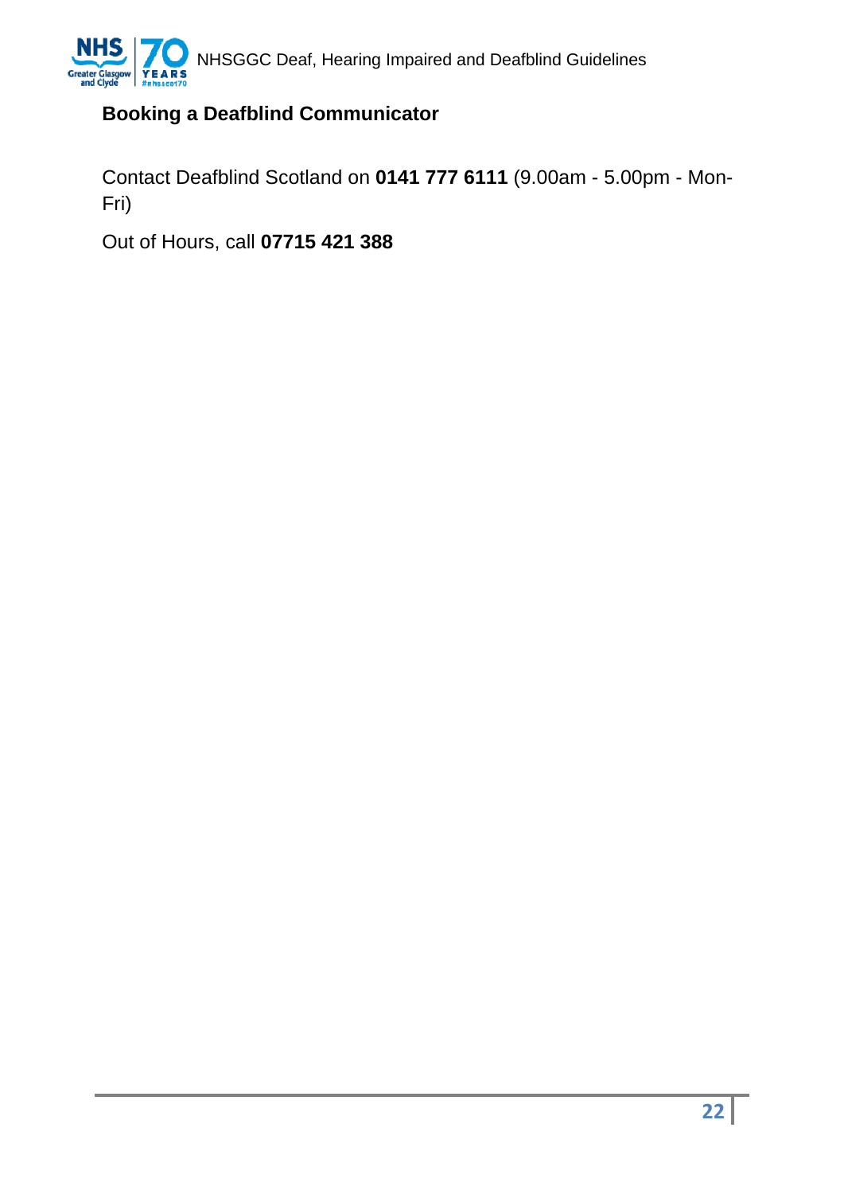## Booking a Deafblind Communicator

Contact Deafblind Scotland on **0141 777 6111** (9.00am - 5.00pm - Mon-Fri)

Out of Hours, call **07715 421 388**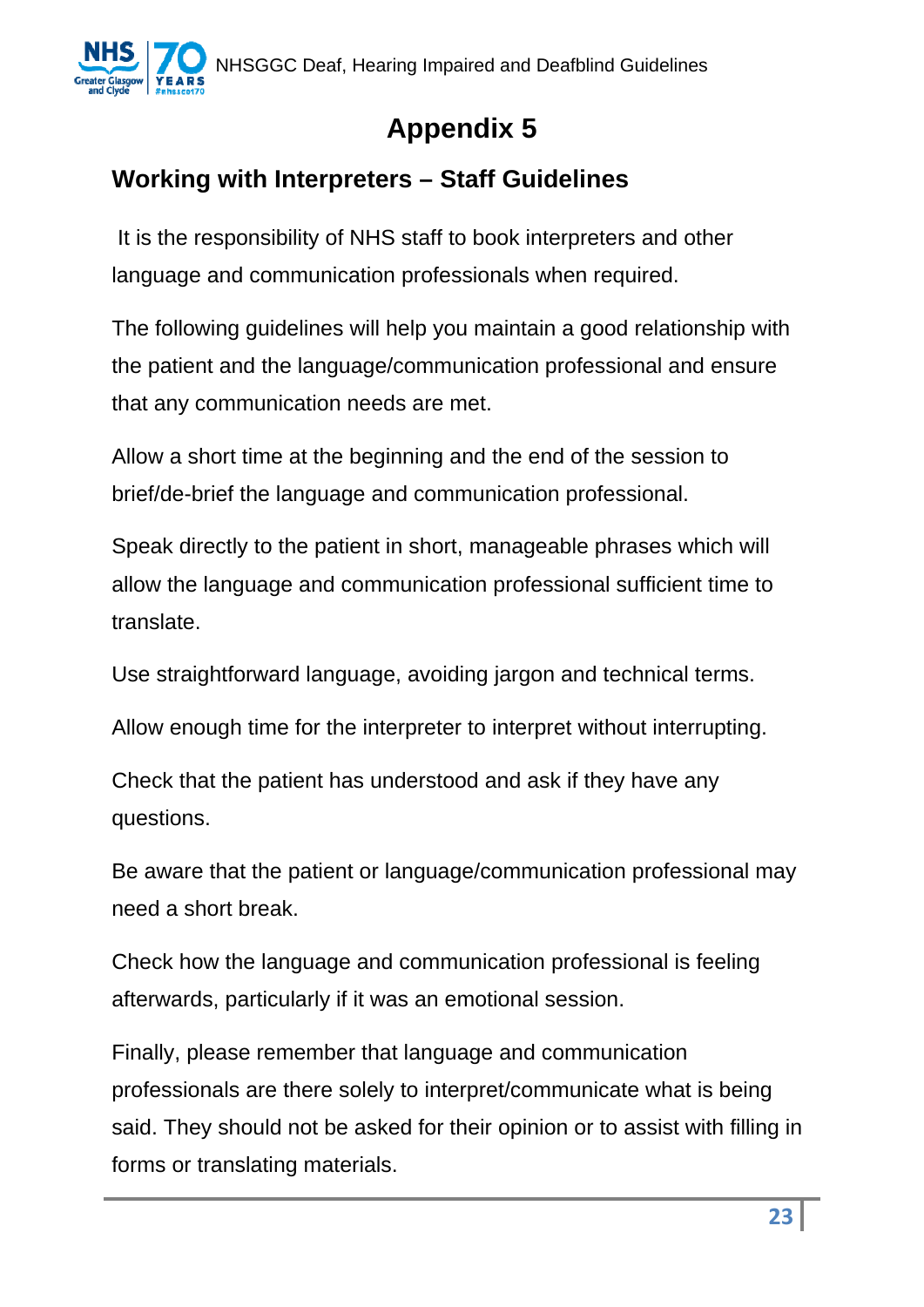# Appendix 5

## Working with Interpreters – Staff Guidelines

It is the responsibility of NHS staff to book interpreters and other language and communication professionals when required.

The following guidelines will help you maintain a good relationship with the patient and the language/communication professional and ensure that any communication needs are met.

Allow a short time at the beginning and the end of the session to brief/de-brief the language and communication professional.

Speak directly to the patient in short, manageable phrases which will allow the language and communication professional sufficient time to translate.

Use straightforward language, avoiding jargon and technical terms.

Allow enough time for the interpreter to interpret without interrupting.

Check that the patient has understood and ask if they have any questions.

Be aware that the patient or language/communication professional may need a short break.

Check how the language and communication professional is feeling afterwards, particularly if it was an emotional session.

Finally, please remember that language and communication professionals are there solely to interpret/communicate what is being said. They should not be asked for their opinion or to assist with filling in forms or translating materials.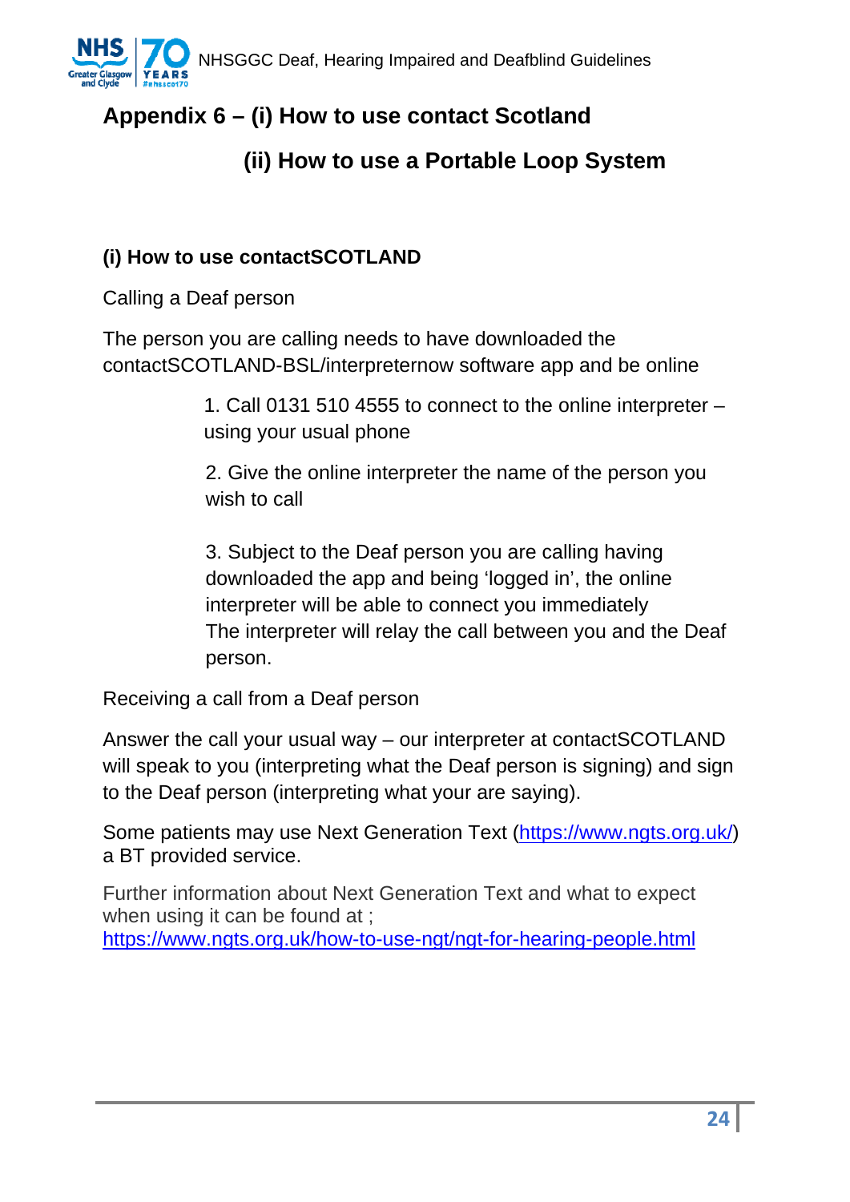# Appendix 6 – (i) How to use contact Scotland

## (ii) How to use a Portable Loop System

### (i) How to use contactSCOTLAND

Calling a Deaf person

The person you are calling needs to have downloaded the contactSCOTLAND-BSL/interpreternow software app and be online

1. Call 0131 510 4555 to connect to the online interpreter – using your usual phone

2. Give the online interpreter the name of the person you wish to call

3. Subject to the Deaf person you are calling having downloaded the app and being 'logged in', the online interpreter will be able to connect you immediately
The interpreter will relay the call between you and the Deaf person.

Receiving a call from a Deaf person

Answer the call your usual way – our interpreter at contactSCOTLAND will speak to you (interpreting what the Deaf person is signing) and sign to the Deaf person (interpreting what your are saying).

Some patients may use Next Generation Text (https://www.ngts.org.uk/) a BT provided service.

Further information about Next Generation Text and what to expect when using it can be found at ;
https://www.ngts.org.uk/how-to-use-ngt/ngt-for-hearing-people.html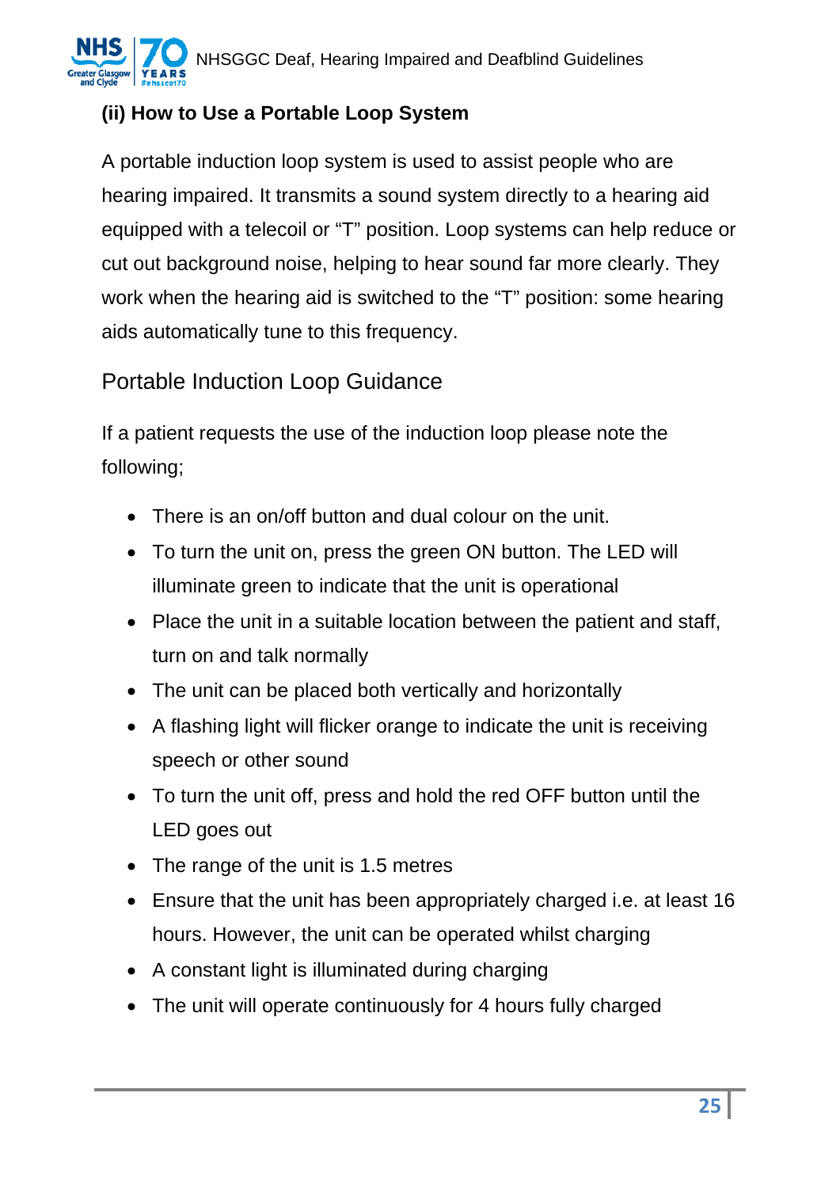### (ii) How to Use a Portable Loop System

A portable induction loop system is used to assist people who are hearing impaired. It transmits a sound system directly to a hearing aid equipped with a telecoil or “T” position. Loop systems can help reduce or cut out background noise, helping to hear sound far more clearly. They work when the hearing aid is switched to the “T” position: some hearing aids automatically tune to this frequency.

### Portable Induction Loop Guidance

If a patient requests the use of the induction loop please note the following;

- There is an on/off button and dual colour on the unit.
- To turn the unit on, press the green ON button. The LED will illuminate green to indicate that the unit is operational
- Place the unit in a suitable location between the patient and staff, turn on and talk normally
- The unit can be placed both vertically and horizontally
- A flashing light will flicker orange to indicate the unit is receiving speech or other sound
- To turn the unit off, press and hold the red OFF button until the LED goes out
- The range of the unit is 1.5 metres
- Ensure that the unit has been appropriately charged i.e. at least 16 hours. However, the unit can be operated whilst charging
- A constant light is illuminated during charging
- The unit will operate continuously for 4 hours fully charged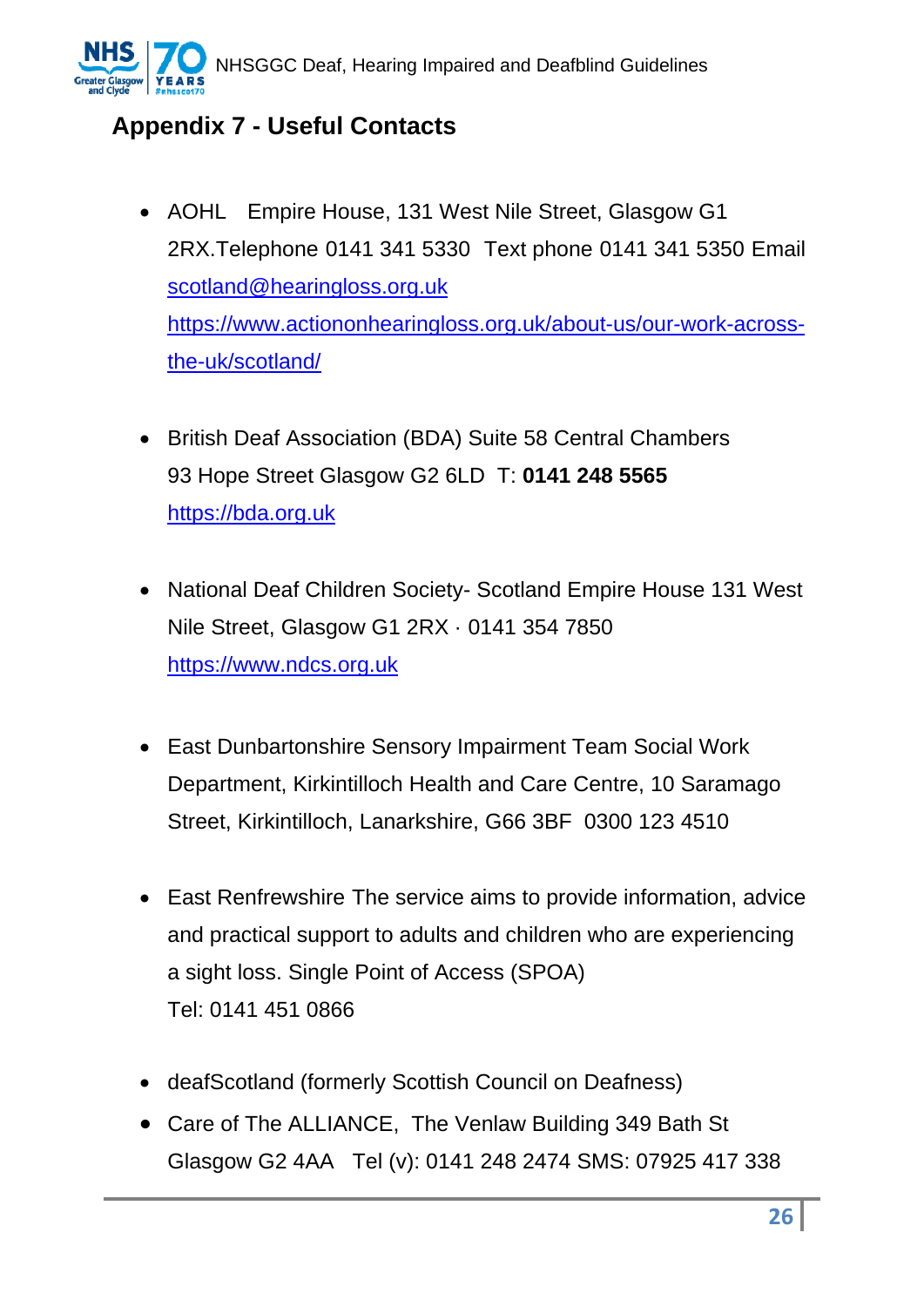## Appendix 7 - Useful Contacts

- AOHL Empire House, 131 West Nile Street, Glasgow G1 2RX.Telephone 0141 341 5330 Text phone 0141 341 5350 Email scotland@hearingloss.org.uk https://www.actiononhearingloss.org.uk/about-us/our-work-across-the-uk/scotland/

- British Deaf Association (BDA) Suite 58 Central Chambers 93 Hope Street Glasgow G2 6LD T: **0141 248 5565** https://bda.org.uk

- National Deaf Children Society- Scotland Empire House 131 West Nile Street, Glasgow G1 2RX · 0141 354 7850 https://www.ndcs.org.uk

- East Dunbartonshire Sensory Impairment Team Social Work Department, Kirkintilloch Health and Care Centre, 10 Saramago Street, Kirkintilloch, Lanarkshire, G66 3BF 0300 123 4510

- East Renfrewshire The service aims to provide information, advice and practical support to adults and children who are experiencing a sight loss. Single Point of Access (SPOA) Tel: 0141 451 0866

- deafScotland (formerly Scottish Council on Deafness)
- Care of The ALLIANCE, The Venlaw Building 349 Bath St Glasgow G2 4AA Tel (v): 0141 248 2474 SMS: 07925 417 338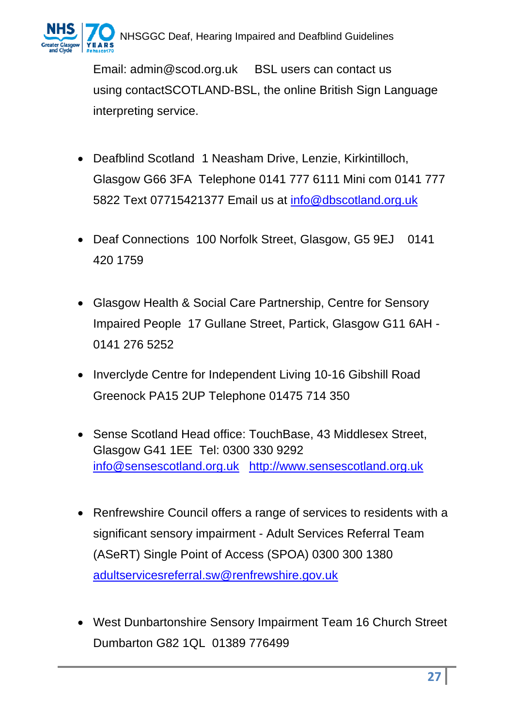Email: admin@scod.org.uk  BSL users can contact us using contactSCOTLAND-BSL, the online British Sign Language interpreting service.

- Deafblind Scotland  1 Neasham Drive, Lenzie, Kirkintilloch, Glasgow G66 3FA  Telephone 0141 777 6111 Mini com 0141 777 5822 Text 07715421377 Email us at info@dbscotland.org.uk

- Deaf Connections  100 Norfolk Street, Glasgow, G5 9EJ  0141 420 1759

- Glasgow Health & Social Care Partnership, Centre for Sensory Impaired People  17 Gullane Street, Partick, Glasgow G11 6AH - 0141 276 5252

- Inverclyde Centre for Independent Living 10-16 Gibshill Road Greenock PA15 2UP Telephone 01475 714 350

- Sense Scotland Head office: TouchBase, 43 Middlesex Street, Glasgow G41 1EE  Tel: 0300 330 9292 info@sensescotland.org.uk  http://www.sensescotland.org.uk

- Renfrewshire Council offers a range of services to residents with a significant sensory impairment - Adult Services Referral Team (ASeRT) Single Point of Access (SPOA) 0300 300 1380 adultservicesreferral.sw@renfrewshire.gov.uk

- West Dunbartonshire Sensory Impairment Team 16 Church Street Dumbarton G82 1QL  01389 776499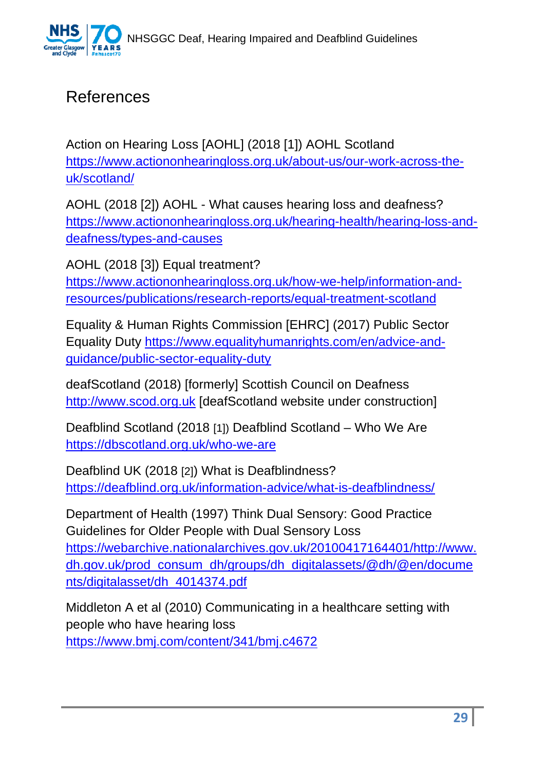# References

Action on Hearing Loss [AOHL] (2018 [1]) AOHL Scotland
https://www.actiononhearingloss.org.uk/about-us/our-work-across-the-uk/scotland/

AOHL (2018 [2]) AOHL - What causes hearing loss and deafness?
https://www.actiononhearingloss.org.uk/hearing-health/hearing-loss-and-deafness/types-and-causes

AOHL (2018 [3]) Equal treatment?
https://www.actiononhearingloss.org.uk/how-we-help/information-and-resources/publications/research-reports/equal-treatment-scotland

Equality & Human Rights Commission [EHRC] (2017) Public Sector Equality Duty https://www.equalityhumanrights.com/en/advice-and-guidance/public-sector-equality-duty

deafScotland (2018) [formerly] Scottish Council on Deafness
http://www.scod.org.uk [deafScotland website under construction]

Deafblind Scotland (2018 [1]) Deafblind Scotland – Who We Are
https://dbscotland.org.uk/who-we-are

Deafblind UK (2018 [2]) What is Deafblindness?
https://deafblind.org.uk/information-advice/what-is-deafblindness/

Department of Health (1997) Think Dual Sensory: Good Practice Guidelines for Older People with Dual Sensory Loss
https://webarchive.nationalarchives.gov.uk/20100417164401/http://www.dh.gov.uk/prod_consum_dh/groups/dh_digitalassets/@dh/@en/documents/digitalasset/dh_4014374.pdf

Middleton A et al (2010) Communicating in a healthcare setting with people who have hearing loss
https://www.bmj.com/content/341/bmj.c4672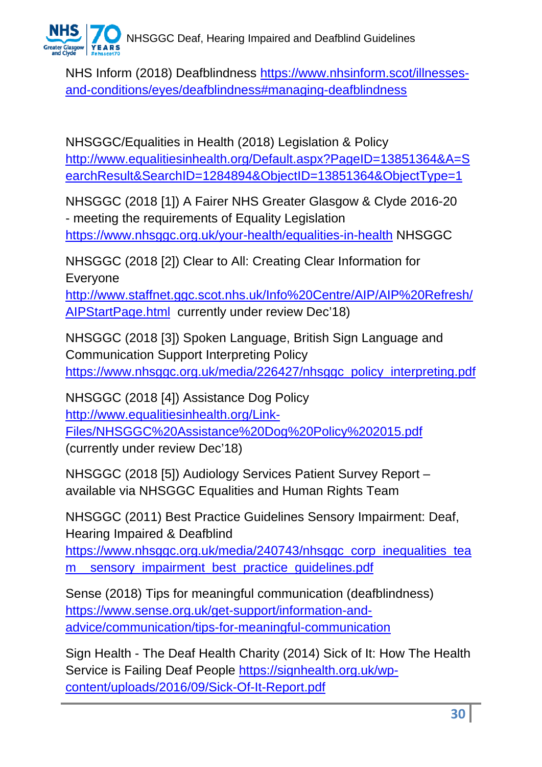NHS Inform (2018) Deafblindness https://www.nhsinform.scot/illnesses-and-conditions/eyes/deafblindness#managing-deafblindness

NHSGGC/Equalities in Health (2018) Legislation & Policy http://www.equalitiesinhealth.org/Default.aspx?PageID=13851364&A=SearchResult&SearchID=1284894&ObjectID=13851364&ObjectType=1

NHSGGC (2018 [1]) A Fairer NHS Greater Glasgow & Clyde 2016-20 - meeting the requirements of Equality Legislation https://www.nhsggc.org.uk/your-health/equalities-in-health NHSGGC

NHSGGC (2018 [2]) Clear to All: Creating Clear Information for Everyone http://www.staffnet.ggc.scot.nhs.uk/Info%20Centre/AIP/AIP%20Refresh/AIPStartPage.html currently under review Dec'18)

NHSGGC (2018 [3]) Spoken Language, British Sign Language and Communication Support Interpreting Policy https://www.nhsggc.org.uk/media/226427/nhsggc_policy_interpreting.pdf

NHSGGC (2018 [4]) Assistance Dog Policy http://www.equalitiesinhealth.org/Link-Files/NHSGGC%20Assistance%20Dog%20Policy%202015.pdf (currently under review Dec'18)

NHSGGC (2018 [5]) Audiology Services Patient Survey Report – available via NHSGGC Equalities and Human Rights Team

NHSGGC (2011) Best Practice Guidelines Sensory Impairment: Deaf, Hearing Impaired & Deafblind https://www.nhsggc.org.uk/media/240743/nhsggc_corp_inequalities_team__sensory_impairment_best_practice_guidelines.pdf

Sense (2018) Tips for meaningful communication (deafblindness) https://www.sense.org.uk/get-support/information-and-advice/communication/tips-for-meaningful-communication

Sign Health - The Deaf Health Charity (2014) Sick of It: How The Health Service is Failing Deaf People https://signhealth.org.uk/wp-content/uploads/2016/09/Sick-Of-It-Report.pdf